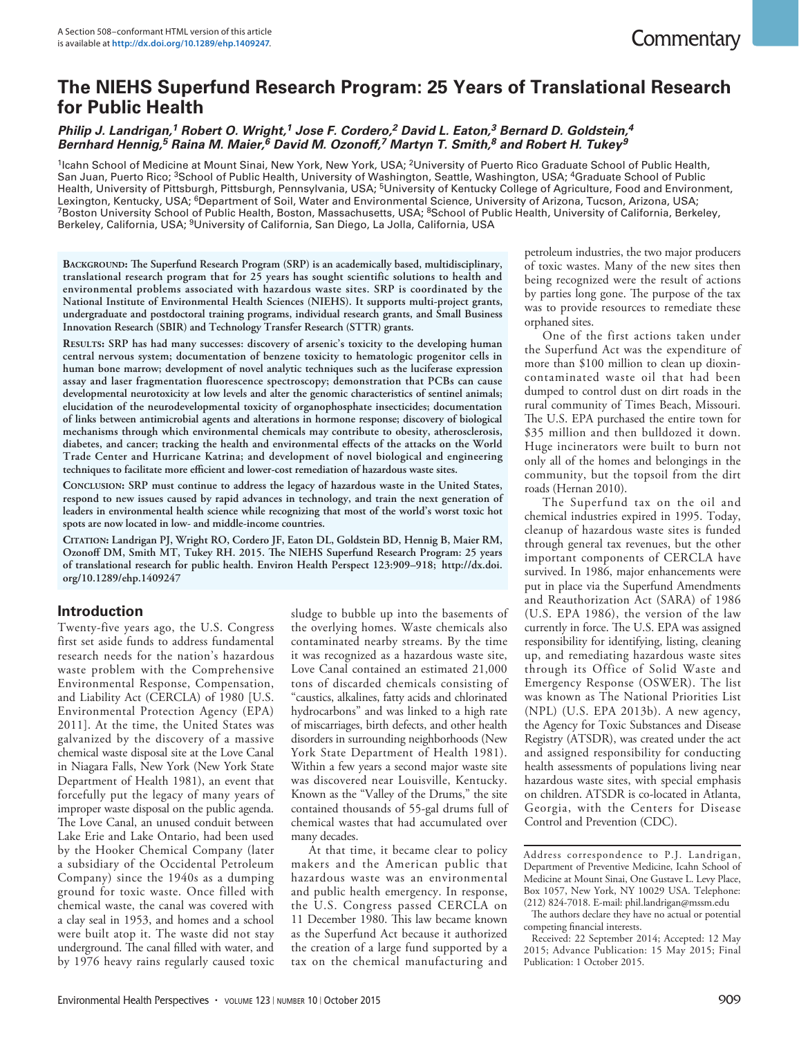A Section 508–conformant HTML version of this article is available at http://dx.doi.org/10.1289/ehp.1409247.

Commentary

# The NIEHS Superfund Research Program: 25 Years of Translational Research for Public Health

***Philip J. Landrigan,[1] Robert O. Wright,[1] Jose F. Cordero,[2] David L. Eaton,[3] Bernard D. Goldstein,[4] Bernhard Hennig,[5] Raina M. Maier,[6] David M. Ozonoff,[7] Martyn T. Smith,[8] and Robert H. Tukey[9]***

[1]Icahn School of Medicine at Mount Sinai, New York, New York, USA; [2]University of Puerto Rico Graduate School of Public Health, San Juan, Puerto Rico; [3]School of Public Health, University of Washington, Seattle, Washington, USA; [4]Graduate School of Public Health, University of Pittsburgh, Pittsburgh, Pennsylvania, USA; [5]University of Kentucky College of Agriculture, Food and Environment, Lexington, Kentucky, USA; [6]Department of Soil, Water and Environmental Science, University of Arizona, Tucson, Arizona, USA; [7]Boston University School of Public Health, Boston, Massachusetts, USA; [8]School of Public Health, University of California, Berkeley, Berkeley, California, USA; [9]University of California, San Diego, La Jolla, California, USA

**Background: The Superfund Research Program (SRP) is an academically based, multidisciplinary, translational research program that for 25 years has sought scientific solutions to health and environmental problems associated with hazardous waste sites. SRP is coordinated by the National Institute of Environmental Health Sciences (NIEHS). It supports multi-project grants, undergraduate and postdoctoral training programs, individual research grants, and Small Business Innovation Research (SBIR) and Technology Transfer Research (STTR) grants.**

**Results: SRP has had many successes: discovery of arsenic's toxicity to the developing human central nervous system; documentation of benzene toxicity to hematologic progenitor cells in human bone marrow; development of novel analytic techniques such as the luciferase expression assay and laser fragmentation fluorescence spectroscopy; demonstration that PCBs can cause developmental neurotoxicity at low levels and alter the genomic characteristics of sentinel animals; elucidation of the neurodevelopmental toxicity of organophosphate insecticides; documentation of links between antimicrobial agents and alterations in hormone response; discovery of biological mechanisms through which environmental chemicals may contribute to obesity, atherosclerosis, diabetes, and cancer; tracking the health and environmental effects of the attacks on the World Trade Center and Hurricane Katrina; and development of novel biological and engineering techniques to facilitate more efficient and lower-cost remediation of hazardous waste sites.**

**Conclusion: SRP must continue to address the legacy of hazardous waste in the United States, respond to new issues caused by rapid advances in technology, and train the next generation of leaders in environmental health science while recognizing that most of the world's worst toxic hot spots are now located in low- and middle-income countries.**

**Citation: Landrigan PJ, Wright RO, Cordero JF, Eaton DL, Goldstein BD, Hennig B, Maier RM, Ozonoff DM, Smith MT, Tukey RH. 2015. The NIEHS Superfund Research Program: 25 years of translational research for public health. Environ Health Perspect 123:909–918; http://dx.doi.org/10.1289/ehp.1409247**

## Introduction

Twenty-five years ago, the U.S. Congress first set aside funds to address fundamental research needs for the nation's hazardous waste problem with the Comprehensive Environmental Response, Compensation, and Liability Act (CERCLA) of 1980 [U.S. Environmental Protection Agency (EPA) 2011]. At the time, the United States was galvanized by the discovery of a massive chemical waste disposal site at the Love Canal in Niagara Falls, New York (New York State Department of Health 1981), an event that forcefully put the legacy of many years of improper waste disposal on the public agenda. The Love Canal, an unused conduit between Lake Erie and Lake Ontario, had been used by the Hooker Chemical Company (later a subsidiary of the Occidental Petroleum Company) since the 1940s as a dumping ground for toxic waste. Once filled with chemical waste, the canal was covered with a clay seal in 1953, and homes and a school were built atop it. The waste did not stay underground. The canal filled with water, and by 1976 heavy rains regularly caused toxic sludge to bubble up into the basements of the overlying homes. Waste chemicals also contaminated nearby streams. By the time it was recognized as a hazardous waste site, Love Canal contained an estimated 21,000 tons of discarded chemicals consisting of "caustics, alkalines, fatty acids and chlorinated hydrocarbons" and was linked to a high rate of miscarriages, birth defects, and other health disorders in surrounding neighborhoods (New York State Department of Health 1981). Within a few years a second major waste site was discovered near Louisville, Kentucky. Known as the "Valley of the Drums," the site contained thousands of 55-gal drums full of chemical wastes that had accumulated over many decades.

At that time, it became clear to policy makers and the American public that hazardous waste was an environmental and public health emergency. In response, the U.S. Congress passed CERCLA on 11 December 1980. This law became known as the Superfund Act because it authorized the creation of a large fund supported by a tax on the chemical manufacturing and petroleum industries, the two major producers of toxic wastes. Many of the new sites then being recognized were the result of actions by parties long gone. The purpose of the tax was to provide resources to remediate these orphaned sites.

One of the first actions taken under the Superfund Act was the expenditure of more than $100 million to clean up dioxin-contaminated waste oil that had been dumped to control dust on dirt roads in the rural community of Times Beach, Missouri. The U.S. EPA purchased the entire town for $35 million and then bulldozed it down. Huge incinerators were built to burn not only all of the homes and belongings in the community, but the topsoil from the dirt roads (Hernan 2010).

The Superfund tax on the oil and chemical industries expired in 1995. Today, cleanup of hazardous waste sites is funded through general tax revenues, but the other important components of CERCLA have survived. In 1986, major enhancements were put in place via the Superfund Amendments and Reauthorization Act (SARA) of 1986 (U.S. EPA 1986), the version of the law currently in force. The U.S. EPA was assigned responsibility for identifying, listing, cleaning up, and remediating hazardous waste sites through its Office of Solid Waste and Emergency Response (OSWER). The list was known as The National Priorities List (NPL) (U.S. EPA 2013b). A new agency, the Agency for Toxic Substances and Disease Registry (ATSDR), was created under the act and assigned responsibility for conducting health assessments of populations living near hazardous waste sites, with special emphasis on children. ATSDR is co-located in Atlanta, Georgia, with the Centers for Disease Control and Prevention (CDC).

Address correspondence to P.J. Landrigan, Department of Preventive Medicine, Icahn School of Medicine at Mount Sinai, One Gustave L. Levy Place, Box 1057, New York, NY 10029 USA. Telephone: (212) 824-7018. E-mail: phil.landrigan@mssm.edu

The authors declare they have no actual or potential competing financial interests.

Received: 22 September 2014; Accepted: 12 May 2015; Advance Publication: 15 May 2015; Final Publication: 1 October 2015.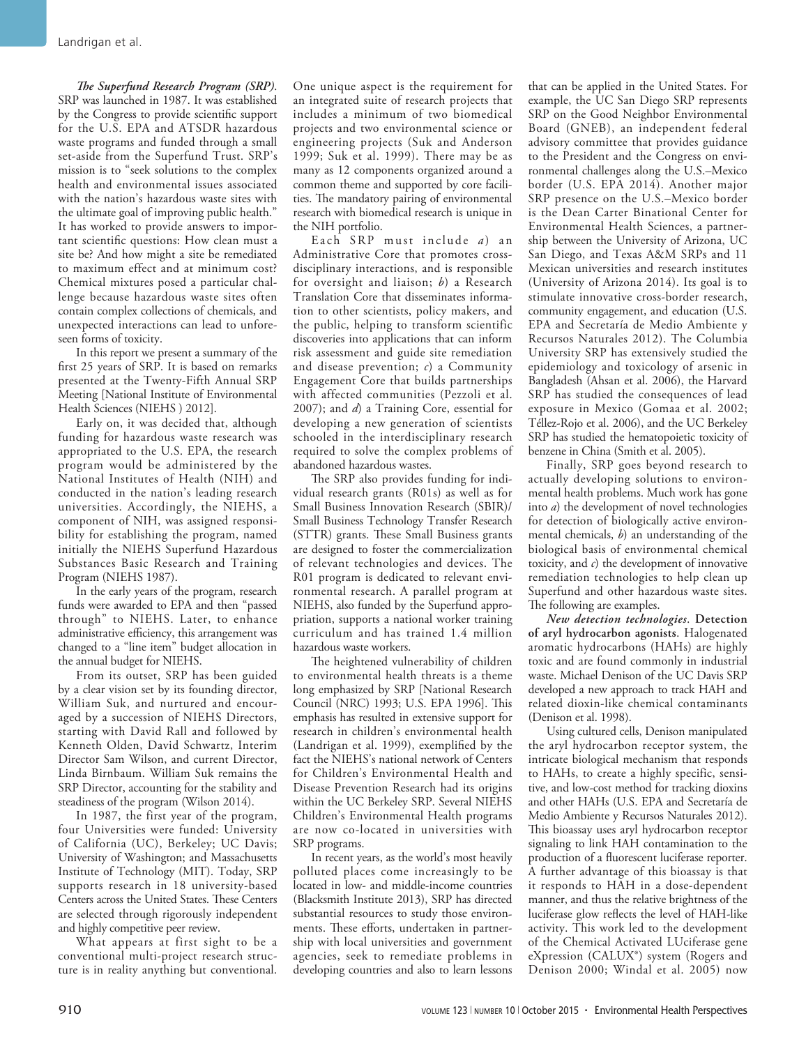***The Superfund Research Program (SRP).*** SRP was launched in 1987. It was established by the Congress to provide scientific support for the U.S. EPA and ATSDR hazardous waste programs and funded through a small set-aside from the Superfund Trust. SRP's mission is to "seek solutions to the complex health and environmental issues associated with the nation's hazardous waste sites with the ultimate goal of improving public health." It has worked to provide answers to important scientific questions: How clean must a site be? And how might a site be remediated to maximum effect and at minimum cost? Chemical mixtures posed a particular challenge because hazardous waste sites often contain complex collections of chemicals, and unexpected interactions can lead to unforeseen forms of toxicity.

In this report we present a summary of the first 25 years of SRP. It is based on remarks presented at the Twenty-Fifth Annual SRP Meeting [National Institute of Environmental Health Sciences (NIEHS ) 2012].

Early on, it was decided that, although funding for hazardous waste research was appropriated to the U.S. EPA, the research program would be administered by the National Institutes of Health (NIH) and conducted in the nation's leading research universities. Accordingly, the NIEHS, a component of NIH, was assigned responsibility for establishing the program, named initially the NIEHS Superfund Hazardous Substances Basic Research and Training Program (NIEHS 1987).

In the early years of the program, research funds were awarded to EPA and then "passed through" to NIEHS. Later, to enhance administrative efficiency, this arrangement was changed to a "line item" budget allocation in the annual budget for NIEHS.

From its outset, SRP has been guided by a clear vision set by its founding director, William Suk, and nurtured and encouraged by a succession of NIEHS Directors, starting with David Rall and followed by Kenneth Olden, David Schwartz, Interim Director Sam Wilson, and current Director, Linda Birnbaum. William Suk remains the SRP Director, accounting for the stability and steadiness of the program (Wilson 2014).

In 1987, the first year of the program, four Universities were funded: University of California (UC), Berkeley; UC Davis; University of Washington; and Massachusetts Institute of Technology (MIT). Today, SRP supports research in 18 university-based Centers across the United States. These Centers are selected through rigorously independent and highly competitive peer review.

What appears at first sight to be a conventional multi-project research structure is in reality anything but conventional. One unique aspect is the requirement for an integrated suite of research projects that includes a minimum of two biomedical projects and two environmental science or engineering projects (Suk and Anderson 1999; Suk et al. 1999). There may be as many as 12 components organized around a common theme and supported by core facilities. The mandatory pairing of environmental research with biomedical research is unique in the NIH portfolio.

Each SRP must include *a*) an Administrative Core that promotes cross-disciplinary interactions, and is responsible for oversight and liaison; *b*) a Research Translation Core that disseminates information to other scientists, policy makers, and the public, helping to transform scientific discoveries into applications that can inform risk assessment and guide site remediation and disease prevention; *c*) a Community Engagement Core that builds partnerships with affected communities (Pezzoli et al. 2007); and *d*) a Training Core, essential for developing a new generation of scientists schooled in the interdisciplinary research required to solve the complex problems of abandoned hazardous wastes.

The SRP also provides funding for individual research grants (R01s) as well as for Small Business Innovation Research (SBIR)/Small Business Technology Transfer Research (STTR) grants. These Small Business grants are designed to foster the commercialization of relevant technologies and devices. The R01 program is dedicated to relevant environmental research. A parallel program at NIEHS, also funded by the Superfund appropriation, supports a national worker training curriculum and has trained 1.4 million hazardous waste workers.

The heightened vulnerability of children to environmental health threats is a theme long emphasized by SRP [National Research Council (NRC) 1993; U.S. EPA 1996]. This emphasis has resulted in extensive support for research in children's environmental health (Landrigan et al. 1999), exemplified by the fact the NIEHS's national network of Centers for Children's Environmental Health and Disease Prevention Research had its origins within the UC Berkeley SRP. Several NIEHS Children's Environmental Health programs are now co-located in universities with SRP programs.

In recent years, as the world's most heavily polluted places come increasingly to be located in low- and middle-income countries (Blacksmith Institute 2013), SRP has directed substantial resources to study those environments. These efforts, undertaken in partnership with local universities and government agencies, seek to remediate problems in developing countries and also to learn lessons that can be applied in the United States. For example, the UC San Diego SRP represents SRP on the Good Neighbor Environmental Board (GNEB), an independent federal advisory committee that provides guidance to the President and the Congress on environmental challenges along the U.S.–Mexico border (U.S. EPA 2014). Another major SRP presence on the U.S.–Mexico border is the Dean Carter Binational Center for Environmental Health Sciences, a partnership between the University of Arizona, UC San Diego, and Texas A&M SRPs and 11 Mexican universities and research institutes (University of Arizona 2014). Its goal is to stimulate innovative cross-border research, community engagement, and education (U.S. EPA and Secretaría de Medio Ambiente y Recursos Naturales 2012). The Columbia University SRP has extensively studied the epidemiology and toxicology of arsenic in Bangladesh (Ahsan et al. 2006), the Harvard SRP has studied the consequences of lead exposure in Mexico (Gomaa et al. 2002; Téllez-Rojo et al. 2006), and the UC Berkeley SRP has studied the hematopoietic toxicity of benzene in China (Smith et al. 2005).

Finally, SRP goes beyond research to actually developing solutions to environmental health problems. Much work has gone into *a*) the development of novel technologies for detection of biologically active environmental chemicals, *b*) an understanding of the biological basis of environmental chemical toxicity, and *c*) the development of innovative remediation technologies to help clean up Superfund and other hazardous waste sites. The following are examples.

***New detection technologies.*** **Detection of aryl hydrocarbon agonists**. Halogenated aromatic hydrocarbons (HAHs) are highly toxic and are found commonly in industrial waste. Michael Denison of the UC Davis SRP developed a new approach to track HAH and related dioxin-like chemical contaminants (Denison et al. 1998).

Using cultured cells, Denison manipulated the aryl hydrocarbon receptor system, the intricate biological mechanism that responds to HAHs, to create a highly specific, sensitive, and low-cost method for tracking dioxins and other HAHs (U.S. EPA and Secretaría de Medio Ambiente y Recursos Naturales 2012). This bioassay uses aryl hydrocarbon receptor signaling to link HAH contamination to the production of a fluorescent luciferase reporter. A further advantage of this bioassay is that it responds to HAH in a dose-dependent manner, and thus the relative brightness of the luciferase glow reflects the level of HAH-like activity. This work led to the development of the Chemical Activated LUciferase gene eXpression (CALUX®) system (Rogers and Denison 2000; Windal et al. 2005) now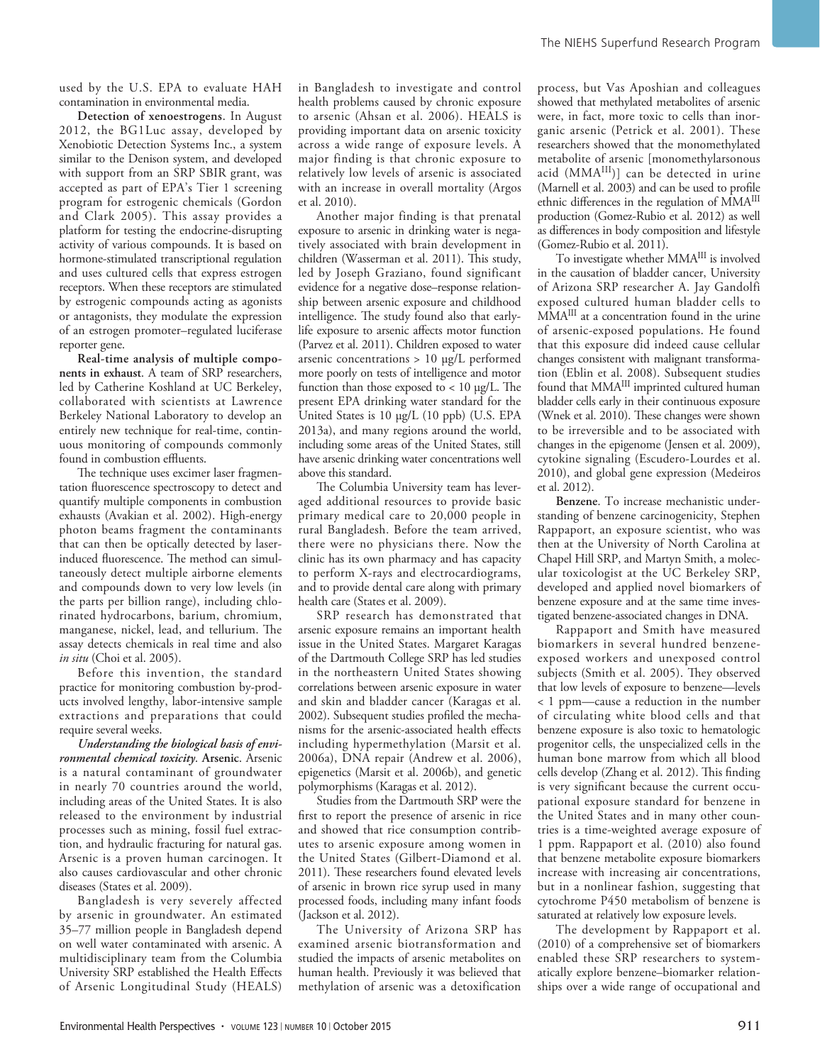used by the U.S. EPA to evaluate HAH contamination in environmental media.

**Detection of xenoestrogens**. In August 2012, the BG1Luc assay, developed by Xenobiotic Detection Systems Inc., a system similar to the Denison system, and developed with support from an SRP SBIR grant, was accepted as part of EPA's Tier 1 screening program for estrogenic chemicals (Gordon and Clark 2005). This assay provides a platform for testing the endocrine-disrupting activity of various compounds. It is based on hormone-stimulated transcriptional regulation and uses cultured cells that express estrogen receptors. When these receptors are stimulated by estrogenic compounds acting as agonists or antagonists, they modulate the expression of an estrogen promoter–regulated luciferase reporter gene.

**Real-time analysis of multiple components in exhaust**. A team of SRP researchers, led by Catherine Koshland at UC Berkeley, collaborated with scientists at Lawrence Berkeley National Laboratory to develop an entirely new technique for real-time, continuous monitoring of compounds commonly found in combustion effluents.

The technique uses excimer laser fragmentation fluorescence spectroscopy to detect and quantify multiple components in combustion exhausts (Avakian et al. 2002). High-energy photon beams fragment the contaminants that can then be optically detected by laser-induced fluorescence. The method can simultaneously detect multiple airborne elements and compounds down to very low levels (in the parts per billion range), including chlorinated hydrocarbons, barium, chromium, manganese, nickel, lead, and tellurium. The assay detects chemicals in real time and also *in situ* (Choi et al. 2005).

Before this invention, the standard practice for monitoring combustion by-products involved lengthy, labor-intensive sample extractions and preparations that could require several weeks.

***Understanding the biological basis of environmental chemical toxicity*. Arsenic.** Arsenic is a natural contaminant of groundwater in nearly 70 countries around the world, including areas of the United States. It is also released to the environment by industrial processes such as mining, fossil fuel extraction, and hydraulic fracturing for natural gas. Arsenic is a proven human carcinogen. It also causes cardiovascular and other chronic diseases (States et al. 2009).

Bangladesh is very severely affected by arsenic in groundwater. An estimated 35–77 million people in Bangladesh depend on well water contaminated with arsenic. A multidisciplinary team from the Columbia University SRP established the Health Effects of Arsenic Longitudinal Study (HEALS) in Bangladesh to investigate and control health problems caused by chronic exposure to arsenic (Ahsan et al. 2006). HEALS is providing important data on arsenic toxicity across a wide range of exposure levels. A major finding is that chronic exposure to relatively low levels of arsenic is associated with an increase in overall mortality (Argos et al. 2010).

Another major finding is that prenatal exposure to arsenic in drinking water is negatively associated with brain development in children (Wasserman et al. 2011). This study, led by Joseph Graziano, found significant evidence for a negative dose–response relationship between arsenic exposure and childhood intelligence. The study found also that early-life exposure to arsenic affects motor function (Parvez et al. 2011). Children exposed to water arsenic concentrations > 10 μg/L performed more poorly on tests of intelligence and motor function than those exposed to < 10 μg/L. The present EPA drinking water standard for the United States is 10 μg/L (10 ppb) (U.S. EPA 2013a), and many regions around the world, including some areas of the United States, still have arsenic drinking water concentrations well above this standard.

The Columbia University team has leveraged additional resources to provide basic primary medical care to 20,000 people in rural Bangladesh. Before the team arrived, there were no physicians there. Now the clinic has its own pharmacy and has capacity to perform X-rays and electrocardiograms, and to provide dental care along with primary health care (States et al. 2009).

SRP research has demonstrated that arsenic exposure remains an important health issue in the United States. Margaret Karagas of the Dartmouth College SRP has led studies in the northeastern United States showing correlations between arsenic exposure in water and skin and bladder cancer (Karagas et al. 2002). Subsequent studies profiled the mechanisms for the arsenic-associated health effects including hypermethylation (Marsit et al. 2006a), DNA repair (Andrew et al. 2006), epigenetics (Marsit et al. 2006b), and genetic polymorphisms (Karagas et al. 2012).

Studies from the Dartmouth SRP were the first to report the presence of arsenic in rice and showed that rice consumption contributes to arsenic exposure among women in the United States (Gilbert-Diamond et al. 2011). These researchers found elevated levels of arsenic in brown rice syrup used in many processed foods, including many infant foods (Jackson et al. 2012).

The University of Arizona SRP has examined arsenic biotransformation and studied the impacts of arsenic metabolites on human health. Previously it was believed that methylation of arsenic was a detoxification process, but Vas Aposhian and colleagues showed that methylated metabolites of arsenic were, in fact, more toxic to cells than inorganic arsenic (Petrick et al. 2001). These researchers showed that the monomethylated metabolite of arsenic [monomethylarsonous acid ($MMA^{III}$)] can be detected in urine (Marnell et al. 2003) and can be used to profile ethnic differences in the regulation of $MMA^{III}$ production (Gomez-Rubio et al. 2012) as well as differences in body composition and lifestyle (Gomez-Rubio et al. 2011).

To investigate whether $MMA^{III}$ is involved in the causation of bladder cancer, University of Arizona SRP researcher A. Jay Gandolfi exposed cultured human bladder cells to $MMA^{III}$ at a concentration found in the urine of arsenic-exposed populations. He found that this exposure did indeed cause cellular changes consistent with malignant transformation (Eblin et al. 2008). Subsequent studies found that $MMA^{III}$ imprinted cultured human bladder cells early in their continuous exposure (Wnek et al. 2010). These changes were shown to be irreversible and to be associated with changes in the epigenome (Jensen et al. 2009), cytokine signaling (Escudero-Lourdes et al. 2010), and global gene expression (Medeiros et al. 2012).

**Benzene**. To increase mechanistic understanding of benzene carcinogenicity, Stephen Rappaport, an exposure scientist, who was then at the University of North Carolina at Chapel Hill SRP, and Martyn Smith, a molecular toxicologist at the UC Berkeley SRP, developed and applied novel biomarkers of benzene exposure and at the same time investigated benzene-associated changes in DNA.

Rappaport and Smith have measured biomarkers in several hundred benzene-exposed workers and unexposed control subjects (Smith et al. 2005). They observed that low levels of exposure to benzene—levels < 1 ppm—cause a reduction in the number of circulating white blood cells and that benzene exposure is also toxic to hematologic progenitor cells, the unspecialized cells in the human bone marrow from which all blood cells develop (Zhang et al. 2012). This finding is very significant because the current occupational exposure standard for benzene in the United States and in many other countries is a time-weighted average exposure of 1 ppm. Rappaport et al. (2010) also found that benzene metabolite exposure biomarkers increase with increasing air concentrations, but in a nonlinear fashion, suggesting that cytochrome P450 metabolism of benzene is saturated at relatively low exposure levels.

The development by Rappaport et al. (2010) of a comprehensive set of biomarkers enabled these SRP researchers to systematically explore benzene–biomarker relationships over a wide range of occupational and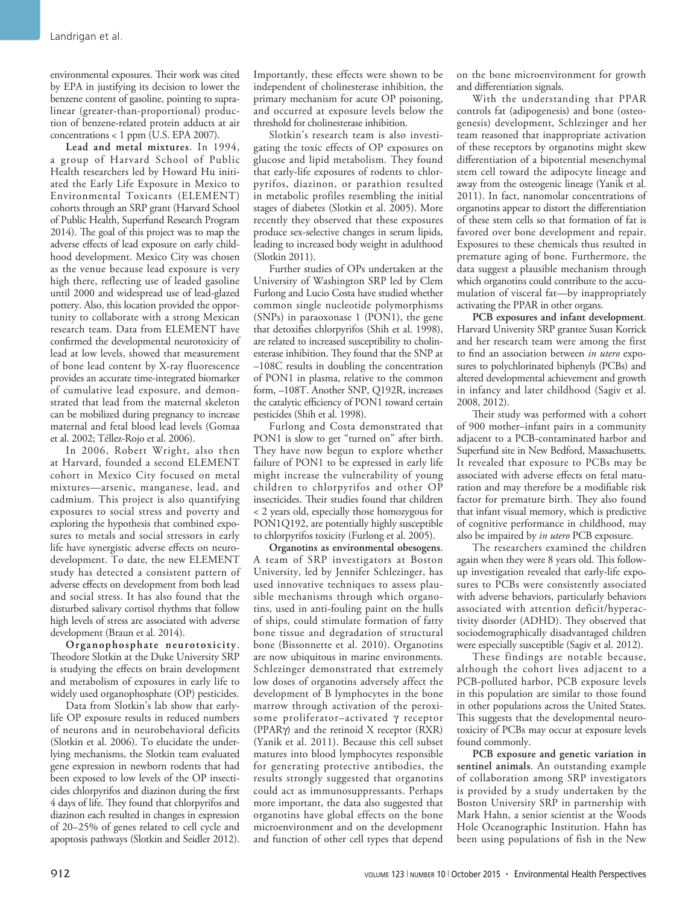environmental exposures. Their work was cited by EPA in justifying its decision to lower the benzene content of gasoline, pointing to supralinear (greater-than-proportional) production of benzene-related protein adducts at air concentrations < 1 ppm (U.S. EPA 2007).

**Lead and metal mixtures**. In 1994, a group of Harvard School of Public Health researchers led by Howard Hu initiated the Early Life Exposure in Mexico to Environmental Toxicants (ELEMENT) cohorts through an SRP grant (Harvard School of Public Health, Superfund Research Program 2014). The goal of this project was to map the adverse effects of lead exposure on early childhood development. Mexico City was chosen as the venue because lead exposure is very high there, reflecting use of leaded gasoline until 2000 and widespread use of lead-glazed pottery. Also, this location provided the opportunity to collaborate with a strong Mexican research team. Data from ELEMENT have confirmed the developmental neurotoxicity of lead at low levels, showed that measurement of bone lead content by X-ray fluorescence provides an accurate time-integrated biomarker of cumulative lead exposure, and demonstrated that lead from the maternal skeleton can be mobilized during pregnancy to increase maternal and fetal blood lead levels (Gomaa et al. 2002; Téllez-Rojo et al. 2006).

In 2006, Robert Wright, also then at Harvard, founded a second ELEMENT cohort in Mexico City focused on metal mixtures—arsenic, manganese, lead, and cadmium. This project is also quantifying exposures to social stress and poverty and exploring the hypothesis that combined exposures to metals and social stressors in early life have synergistic adverse effects on neurodevelopment. To date, the new ELEMENT study has detected a consistent pattern of adverse effects on development from both lead and social stress. It has also found that the disturbed salivary cortisol rhythms that follow high levels of stress are associated with adverse development (Braun et al. 2014).

**Organophosphate neurotoxicity**. Theodore Slotkin at the Duke University SRP is studying the effects on brain development and metabolism of exposures in early life to widely used organophosphate (OP) pesticides.

Data from Slotkin's lab show that early-life OP exposure results in reduced numbers of neurons and in neurobehavioral deficits (Slotkin et al. 2006). To elucidate the underlying mechanisms, the Slotkin team evaluated gene expression in newborn rodents that had been exposed to low levels of the OP insecticides chlorpyrifos and diazinon during the first 4 days of life. They found that chlorpyrifos and diazinon each resulted in changes in expression of 20–25% of genes related to cell cycle and apoptosis pathways (Slotkin and Seidler 2012). Importantly, these effects were shown to be independent of cholinesterase inhibition, the primary mechanism for acute OP poisoning, and occurred at exposure levels below the threshold for cholinesterase inhibition.

Slotkin's research team is also investigating the toxic effects of OP exposures on glucose and lipid metabolism. They found that early-life exposures of rodents to chlorpyrifos, diazinon, or parathion resulted in metabolic profiles resembling the initial stages of diabetes (Slotkin et al. 2005). More recently they observed that these exposures produce sex-selective changes in serum lipids, leading to increased body weight in adulthood (Slotkin 2011).

Further studies of OPs undertaken at the University of Washington SRP led by Clem Furlong and Lucio Costa have studied whether common single nucleotide polymorphisms (SNPs) in paraoxonase 1 (PON1), the gene that detoxifies chlorpyrifos (Shih et al. 1998), are related to increased susceptibility to cholinesterase inhibition. They found that the SNP at –108C results in doubling the concentration of PON1 in plasma, relative to the common form, –108T. Another SNP, Q192R, increases the catalytic efficiency of PON1 toward certain pesticides (Shih et al. 1998).

Furlong and Costa demonstrated that PON1 is slow to get "turned on" after birth. They have now begun to explore whether failure of PON1 to be expressed in early life might increase the vulnerability of young children to chlorpyrifos and other OP insecticides. Their studies found that children < 2 years old, especially those homozygous for PON1Q192, are potentially highly susceptible to chlorpyrifos toxicity (Furlong et al. 2005).

**Organotins as environmental obesogens**. A team of SRP investigators at Boston University, led by Jennifer Schlezinger, has used innovative techniques to assess plausible mechanisms through which organotins, used in anti-fouling paint on the hulls of ships, could stimulate formation of fatty bone tissue and degradation of structural bone (Bissonnette et al. 2010). Organotins are now ubiquitous in marine environments. Schlezinger demonstrated that extremely low doses of organotins adversely affect the development of B lymphocytes in the bone marrow through activation of the peroxisome proliferator–activated γ receptor (PPARγ) and the retinoid X receptor (RXR) (Yanik et al. 2011). Because this cell subset matures into blood lymphocytes responsible for generating protective antibodies, the results strongly suggested that organotins could act as immunosuppressants. Perhaps more important, the data also suggested that organotins have global effects on the bone microenvironment and on the development and function of other cell types that depend on the bone microenvironment for growth and differentiation signals.

With the understanding that PPAR controls fat (adipogenesis) and bone (osteogenesis) development, Schlezinger and her team reasoned that inappropriate activation of these receptors by organotins might skew differentiation of a bipotential mesenchymal stem cell toward the adipocyte lineage and away from the osteogenic lineage (Yanik et al. 2011). In fact, nanomolar concentrations of organotins appear to distort the differentiation of these stem cells so that formation of fat is favored over bone development and repair. Exposures to these chemicals thus resulted in premature aging of bone. Furthermore, the data suggest a plausible mechanism through which organotins could contribute to the accumulation of visceral fat—by inappropriately activating the PPAR in other organs.

**PCB exposures and infant development**. Harvard University SRP grantee Susan Korrick and her research team were among the first to find an association between *in utero* exposures to polychlorinated biphenyls (PCBs) and altered developmental achievement and growth in infancy and later childhood (Sagiv et al. 2008, 2012).

Their study was performed with a cohort of 900 mother–infant pairs in a community adjacent to a PCB-contaminated harbor and Superfund site in New Bedford, Massachusetts. It revealed that exposure to PCBs may be associated with adverse effects on fetal maturation and may therefore be a modifiable risk factor for premature birth. They also found that infant visual memory, which is predictive of cognitive performance in childhood, may also be impaired by *in utero* PCB exposure.

The researchers examined the children again when they were 8 years old. This follow-up investigation revealed that early-life exposures to PCBs were consistently associated with adverse behaviors, particularly behaviors associated with attention deficit/hyperactivity disorder (ADHD). They observed that sociodemographically disadvantaged children were especially susceptible (Sagiv et al. 2012).

These findings are notable because, although the cohort lives adjacent to a PCB-polluted harbor, PCB exposure levels in this population are similar to those found in other populations across the United States. This suggests that the developmental neurotoxicity of PCBs may occur at exposure levels found commonly.

**PCB exposure and genetic variation in sentinel animals**. An outstanding example of collaboration among SRP investigators is provided by a study undertaken by the Boston University SRP in partnership with Mark Hahn, a senior scientist at the Woods Hole Oceanographic Institution. Hahn has been using populations of fish in the New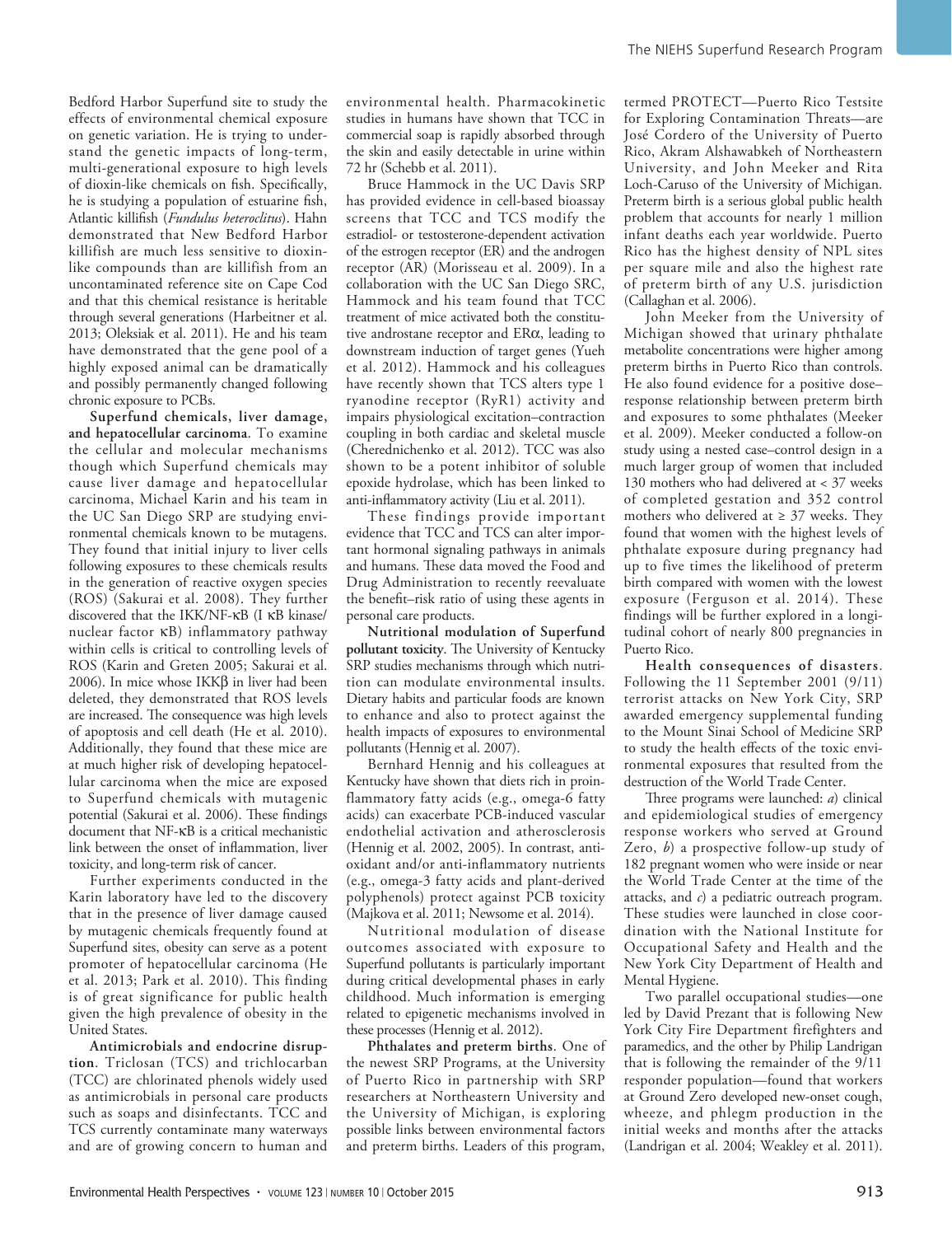Bedford Harbor Superfund site to study the effects of environmental chemical exposure on genetic variation. He is trying to understand the genetic impacts of long-term, multi-generational exposure to high levels of dioxin-like chemicals on fish. Specifically, he is studying a population of estuarine fish, Atlantic killifish (*Fundulus heteroclitus*). Hahn demonstrated that New Bedford Harbor killifish are much less sensitive to dioxin-like compounds than are killifish from an uncontaminated reference site on Cape Cod and that this chemical resistance is heritable through several generations (Harbeitner et al. 2013; Oleksiak et al. 2011). He and his team have demonstrated that the gene pool of a highly exposed animal can be dramatically and possibly permanently changed following chronic exposure to PCBs.

**Superfund chemicals, liver damage, and hepatocellular carcinoma**. To examine the cellular and molecular mechanisms though which Superfund chemicals may cause liver damage and hepatocellular carcinoma, Michael Karin and his team in the UC San Diego SRP are studying environmental chemicals known to be mutagens. They found that initial injury to liver cells following exposures to these chemicals results in the generation of reactive oxygen species (ROS) (Sakurai et al. 2008). They further discovered that the IKK/NF-κB (I κB kinase/nuclear factor κB) inflammatory pathway within cells is critical to controlling levels of ROS (Karin and Greten 2005; Sakurai et al. 2006). In mice whose IKKβ in liver had been deleted, they demonstrated that ROS levels are increased. The consequence was high levels of apoptosis and cell death (He et al. 2010). Additionally, they found that these mice are at much higher risk of developing hepatocellular carcinoma when the mice are exposed to Superfund chemicals with mutagenic potential (Sakurai et al. 2006). These findings document that NF-κB is a critical mechanistic link between the onset of inflammation, liver toxicity, and long-term risk of cancer.

Further experiments conducted in the Karin laboratory have led to the discovery that in the presence of liver damage caused by mutagenic chemicals frequently found at Superfund sites, obesity can serve as a potent promoter of hepatocellular carcinoma (He et al. 2013; Park et al. 2010). This finding is of great significance for public health given the high prevalence of obesity in the United States.

**Antimicrobials and endocrine disruption**. Triclosan (TCS) and trichlocarban (TCC) are chlorinated phenols widely used as antimicrobials in personal care products such as soaps and disinfectants. TCC and TCS currently contaminate many waterways and are of growing concern to human and environmental health. Pharmacokinetic studies in humans have shown that TCC in commercial soap is rapidly absorbed through the skin and easily detectable in urine within 72 hr (Schebb et al. 2011).

Bruce Hammock in the UC Davis SRP has provided evidence in cell-based bioassay screens that TCC and TCS modify the estradiol- or testosterone-dependent activation of the estrogen receptor (ER) and the androgen receptor (AR) (Morisseau et al. 2009). In a collaboration with the UC San Diego SRC, Hammock and his team found that TCC treatment of mice activated both the constitutive androstane receptor and ERα, leading to downstream induction of target genes (Yueh et al. 2012). Hammock and his colleagues have recently shown that TCS alters type 1 ryanodine receptor (RyR1) activity and impairs physiological excitation–contraction coupling in both cardiac and skeletal muscle (Cherednichenko et al. 2012). TCC was also shown to be a potent inhibitor of soluble epoxide hydrolase, which has been linked to anti-inflammatory activity (Liu et al. 2011).

These findings provide important evidence that TCC and TCS can alter important hormonal signaling pathways in animals and humans. These data moved the Food and Drug Administration to recently reevaluate the benefit–risk ratio of using these agents in personal care products.

**Nutritional modulation of Superfund pollutant toxicity**. The University of Kentucky SRP studies mechanisms through which nutrition can modulate environmental insults. Dietary habits and particular foods are known to enhance and also to protect against the health impacts of exposures to environmental pollutants (Hennig et al. 2007).

Bernhard Hennig and his colleagues at Kentucky have shown that diets rich in proinflammatory fatty acids (e.g., omega-6 fatty acids) can exacerbate PCB-induced vascular endothelial activation and atherosclerosis (Hennig et al. 2002, 2005). In contrast, antioxidant and/or anti-inflammatory nutrients (e.g., omega-3 fatty acids and plant-derived polyphenols) protect against PCB toxicity (Majkova et al. 2011; Newsome et al. 2014).

Nutritional modulation of disease outcomes associated with exposure to Superfund pollutants is particularly important during critical developmental phases in early childhood. Much information is emerging related to epigenetic mechanisms involved in these processes (Hennig et al. 2012).

**Phthalates and preterm births**. One of the newest SRP Programs, at the University of Puerto Rico in partnership with SRP researchers at Northeastern University and the University of Michigan, is exploring possible links between environmental factors and preterm births. Leaders of this program, termed PROTECT—Puerto Rico Testsite for Exploring Contamination Threats—are José Cordero of the University of Puerto Rico, Akram Alshawabkeh of Northeastern University, and John Meeker and Rita Loch-Caruso of the University of Michigan. Preterm birth is a serious global public health problem that accounts for nearly 1 million infant deaths each year worldwide. Puerto Rico has the highest density of NPL sites per square mile and also the highest rate of preterm birth of any U.S. jurisdiction (Callaghan et al. 2006).

John Meeker from the University of Michigan showed that urinary phthalate metabolite concentrations were higher among preterm births in Puerto Rico than controls. He also found evidence for a positive dose–response relationship between preterm birth and exposures to some phthalates (Meeker et al. 2009). Meeker conducted a follow-on study using a nested case–control design in a much larger group of women that included 130 mothers who had delivered at < 37 weeks of completed gestation and 352 control mothers who delivered at ≥ 37 weeks. They found that women with the highest levels of phthalate exposure during pregnancy had up to five times the likelihood of preterm birth compared with women with the lowest exposure (Ferguson et al. 2014). These findings will be further explored in a longitudinal cohort of nearly 800 pregnancies in Puerto Rico.

**Health consequences of disasters**. Following the 11 September 2001 (9/11) terrorist attacks on New York City, SRP awarded emergency supplemental funding to the Mount Sinai School of Medicine SRP to study the health effects of the toxic environmental exposures that resulted from the destruction of the World Trade Center.

Three programs were launched: *a*) clinical and epidemiological studies of emergency response workers who served at Ground Zero, *b*) a prospective follow-up study of 182 pregnant women who were inside or near the World Trade Center at the time of the attacks, and *c*) a pediatric outreach program. These studies were launched in close coordination with the National Institute for Occupational Safety and Health and the New York City Department of Health and Mental Hygiene.

Two parallel occupational studies—one led by David Prezant that is following New York City Fire Department firefighters and paramedics, and the other by Philip Landrigan that is following the remainder of the 9/11 responder population—found that workers at Ground Zero developed new-onset cough, wheeze, and phlegm production in the initial weeks and months after the attacks (Landrigan et al. 2004; Weakley et al. 2011).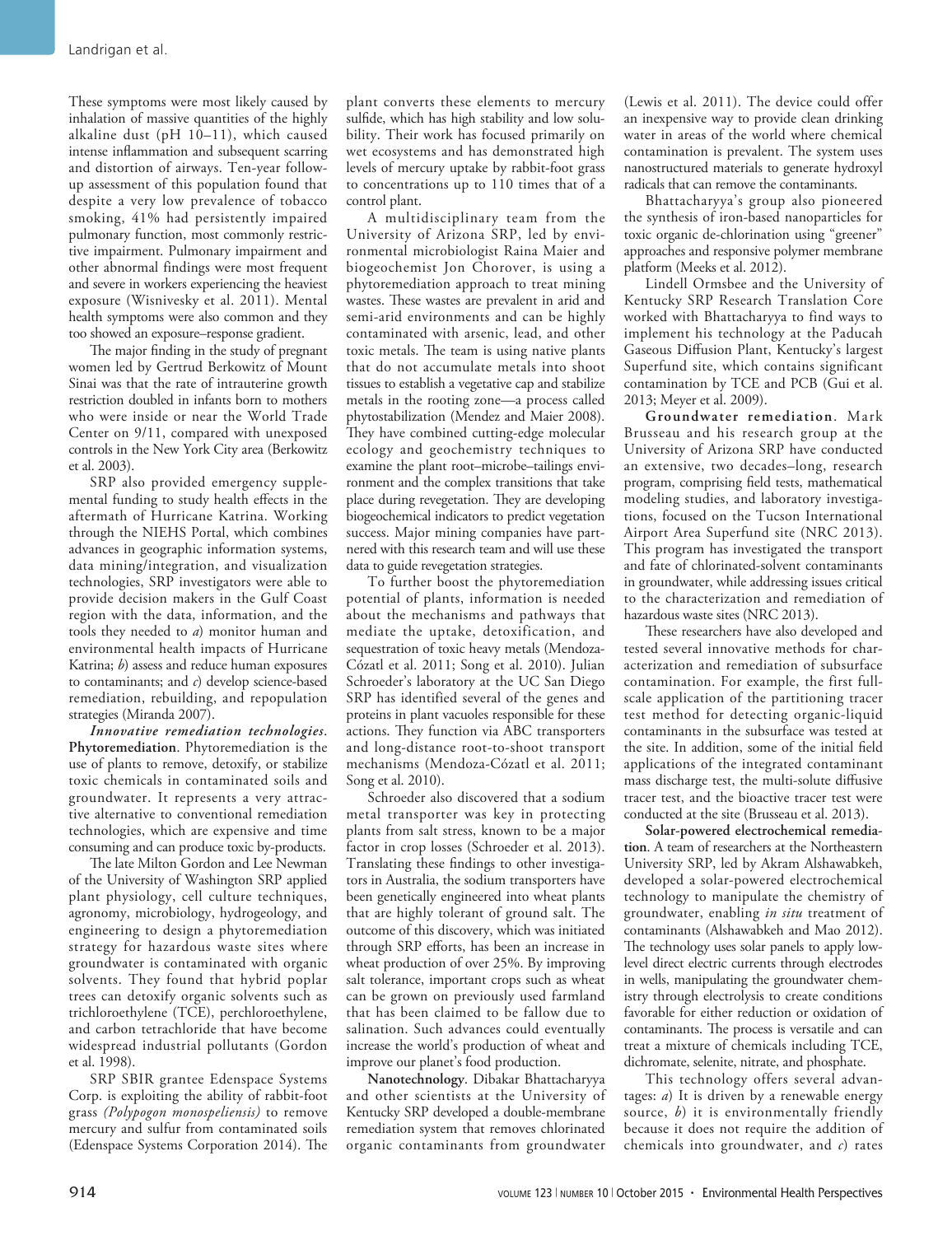These symptoms were most likely caused by inhalation of massive quantities of the highly alkaline dust (pH 10–11), which caused intense inflammation and subsequent scarring and distortion of airways. Ten-year follow-up assessment of this population found that despite a very low prevalence of tobacco smoking, 41% had persistently impaired pulmonary function, most commonly restrictive impairment. Pulmonary impairment and other abnormal findings were most frequent and severe in workers experiencing the heaviest exposure (Wisnivesky et al. 2011). Mental health symptoms were also common and they too showed an exposure–response gradient.

The major finding in the study of pregnant women led by Gertrud Berkowitz of Mount Sinai was that the rate of intrauterine growth restriction doubled in infants born to mothers who were inside or near the World Trade Center on 9/11, compared with unexposed controls in the New York City area (Berkowitz et al. 2003).

SRP also provided emergency supplemental funding to study health effects in the aftermath of Hurricane Katrina. Working through the NIEHS Portal, which combines advances in geographic information systems, data mining/integration, and visualization technologies, SRP investigators were able to provide decision makers in the Gulf Coast region with the data, information, and the tools they needed to *a*) monitor human and environmental health impacts of Hurricane Katrina; *b*) assess and reduce human exposures to contaminants; and *c*) develop science-based remediation, rebuilding, and repopulation strategies (Miranda 2007).

***Innovative remediation technologies*.** **Phytoremediation**. Phytoremediation is the use of plants to remove, detoxify, or stabilize toxic chemicals in contaminated soils and groundwater. It represents a very attractive alternative to conventional remediation technologies, which are expensive and time consuming and can produce toxic by-products.

The late Milton Gordon and Lee Newman of the University of Washington SRP applied plant physiology, cell culture techniques, agronomy, microbiology, hydrogeology, and engineering to design a phytoremediation strategy for hazardous waste sites where groundwater is contaminated with organic solvents. They found that hybrid poplar trees can detoxify organic solvents such as trichloroethylene (TCE), perchloroethylene, and carbon tetrachloride that have become widespread industrial pollutants (Gordon et al. 1998).

SRP SBIR grantee Edenspace Systems Corp. is exploiting the ability of rabbit-foot grass *(Polypogon monospeliensis)* to remove mercury and sulfur from contaminated soils (Edenspace Systems Corporation 2014). The plant converts these elements to mercury sulfide, which has high stability and low solubility. Their work has focused primarily on wet ecosystems and has demonstrated high levels of mercury uptake by rabbit-foot grass to concentrations up to 110 times that of a control plant.

A multidisciplinary team from the University of Arizona SRP, led by environmental microbiologist Raina Maier and biogeochemist Jon Chorover, is using a phytoremediation approach to treat mining wastes. These wastes are prevalent in arid and semi-arid environments and can be highly contaminated with arsenic, lead, and other toxic metals. The team is using native plants that do not accumulate metals into shoot tissues to establish a vegetative cap and stabilize metals in the rooting zone—a process called phytostabilization (Mendez and Maier 2008). They have combined cutting-edge molecular ecology and geochemistry techniques to examine the plant root–microbe–tailings environment and the complex transitions that take place during revegetation. They are developing biogeochemical indicators to predict vegetation success. Major mining companies have partnered with this research team and will use these data to guide revegetation strategies.

To further boost the phytoremediation potential of plants, information is needed about the mechanisms and pathways that mediate the uptake, detoxification, and sequestration of toxic heavy metals (Mendoza-Cózatl et al. 2011; Song et al. 2010). Julian Schroeder's laboratory at the UC San Diego SRP has identified several of the genes and proteins in plant vacuoles responsible for these actions. They function via ABC transporters and long-distance root-to-shoot transport mechanisms (Mendoza-Cózatl et al. 2011; Song et al. 2010).

Schroeder also discovered that a sodium metal transporter was key in protecting plants from salt stress, known to be a major factor in crop losses (Schroeder et al. 2013). Translating these findings to other investigators in Australia, the sodium transporters have been genetically engineered into wheat plants that are highly tolerant of ground salt. The outcome of this discovery, which was initiated through SRP efforts, has been an increase in wheat production of over 25%. By improving salt tolerance, important crops such as wheat can be grown on previously used farmland that has been claimed to be fallow due to salination. Such advances could eventually increase the world's production of wheat and improve our planet's food production.

**Nanotechnology**. Dibakar Bhattacharyya and other scientists at the University of Kentucky SRP developed a double-membrane remediation system that removes chlorinated organic contaminants from groundwater (Lewis et al. 2011). The device could offer an inexpensive way to provide clean drinking water in areas of the world where chemical contamination is prevalent. The system uses nanostructured materials to generate hydroxyl radicals that can remove the contaminants.

Bhattacharyya's group also pioneered the synthesis of iron-based nanoparticles for toxic organic de-chlorination using "greener" approaches and responsive polymer membrane platform (Meeks et al. 2012).

Lindell Ormsbee and the University of Kentucky SRP Research Translation Core worked with Bhattacharyya to find ways to implement his technology at the Paducah Gaseous Diffusion Plant, Kentucky's largest Superfund site, which contains significant contamination by TCE and PCB (Gui et al. 2013; Meyer et al. 2009).

**Groundwater remediation**. Mark Brusseau and his research group at the University of Arizona SRP have conducted an extensive, two decades–long, research program, comprising field tests, mathematical modeling studies, and laboratory investigations, focused on the Tucson International Airport Area Superfund site (NRC 2013). This program has investigated the transport and fate of chlorinated-solvent contaminants in groundwater, while addressing issues critical to the characterization and remediation of hazardous waste sites (NRC 2013).

These researchers have also developed and tested several innovative methods for characterization and remediation of subsurface contamination. For example, the first full-scale application of the partitioning tracer test method for detecting organic-liquid contaminants in the subsurface was tested at the site. In addition, some of the initial field applications of the integrated contaminant mass discharge test, the multi-solute diffusive tracer test, and the bioactive tracer test were conducted at the site (Brusseau et al. 2013).

**Solar-powered electrochemical remediation**. A team of researchers at the Northeastern University SRP, led by Akram Alshawabkeh, developed a solar-powered electrochemical technology to manipulate the chemistry of groundwater, enabling *in situ* treatment of contaminants (Alshawabkeh and Mao 2012). The technology uses solar panels to apply low-level direct electric currents through electrodes in wells, manipulating the groundwater chemistry through electrolysis to create conditions favorable for either reduction or oxidation of contaminants. The process is versatile and can treat a mixture of chemicals including TCE, dichromate, selenite, nitrate, and phosphate.

This technology offers several advantages: *a*) It is driven by a renewable energy source, *b*) it is environmentally friendly because it does not require the addition of chemicals into groundwater, and *c*) rates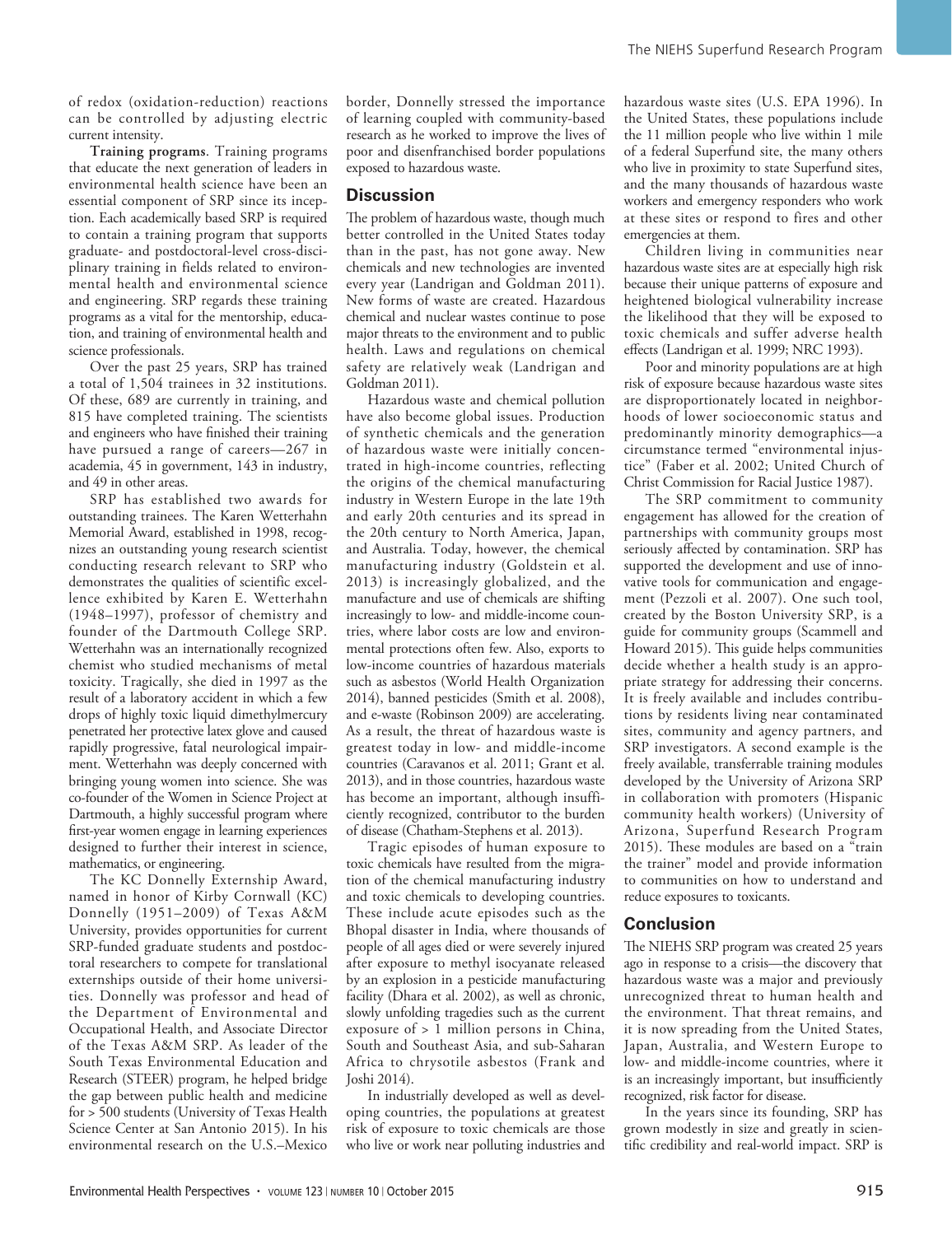of redox (oxidation-reduction) reactions can be controlled by adjusting electric current intensity.

**Training programs**. Training programs that educate the next generation of leaders in environmental health science have been an essential component of SRP since its inception. Each academically based SRP is required to contain a training program that supports graduate- and postdoctoral-level cross-disciplinary training in fields related to environmental health and environmental science and engineering. SRP regards these training programs as a vital for the mentorship, education, and training of environmental health and science professionals.

Over the past 25 years, SRP has trained a total of 1,504 trainees in 32 institutions. Of these, 689 are currently in training, and 815 have completed training. The scientists and engineers who have finished their training have pursued a range of careers—267 in academia, 45 in government, 143 in industry, and 49 in other areas.

SRP has established two awards for outstanding trainees. The Karen Wetterhahn Memorial Award, established in 1998, recognizes an outstanding young research scientist conducting research relevant to SRP who demonstrates the qualities of scientific excellence exhibited by Karen E. Wetterhahn (1948–1997), professor of chemistry and founder of the Dartmouth College SRP. Wetterhahn was an internationally recognized chemist who studied mechanisms of metal toxicity. Tragically, she died in 1997 as the result of a laboratory accident in which a few drops of highly toxic liquid dimethylmercury penetrated her protective latex glove and caused rapidly progressive, fatal neurological impairment. Wetterhahn was deeply concerned with bringing young women into science. She was co-founder of the Women in Science Project at Dartmouth, a highly successful program where first-year women engage in learning experiences designed to further their interest in science, mathematics, or engineering.

The KC Donnelly Externship Award, named in honor of Kirby Cornwall (KC) Donnelly (1951–2009) of Texas A&M University, provides opportunities for current SRP-funded graduate students and postdoctoral researchers to compete for translational externships outside of their home universities. Donnelly was professor and head of the Department of Environmental and Occupational Health, and Associate Director of the Texas A&M SRP. As leader of the South Texas Environmental Education and Research (STEER) program, he helped bridge the gap between public health and medicine for > 500 students (University of Texas Health Science Center at San Antonio 2015). In his environmental research on the U.S.–Mexico border, Donnelly stressed the importance of training coupled with community-based research as he worked to improve the lives of poor and disenfranchised border populations exposed to hazardous waste.

## Discussion

The problem of hazardous waste, though much better controlled in the United States today than in the past, has not gone away. New chemicals and new technologies are invented every year (Landrigan and Goldman 2011). New forms of waste are created. Hazardous chemical and nuclear wastes continue to pose major threats to the environment and to public health. Laws and regulations on chemical safety are relatively weak (Landrigan and Goldman 2011).

Hazardous waste and chemical pollution have also become global issues. Production of synthetic chemicals and the generation of hazardous waste were initially concentrated in high-income countries, reflecting the origins of the chemical manufacturing industry in Western Europe in the late 19th and early 20th centuries and its spread in the 20th century to North America, Japan, and Australia. Today, however, the chemical manufacturing industry (Goldstein et al. 2013) is increasingly globalized, and the manufacture and use of chemicals are shifting increasingly to low- and middle-income countries, where labor costs are low and environmental protections often few. Also, exports to low-income countries of hazardous materials such as asbestos (World Health Organization 2014), banned pesticides (Smith et al. 2008), and e-waste (Robinson 2009) are accelerating. As a result, the threat of hazardous waste is greatest today in low- and middle-income countries (Caravanos et al. 2011; Grant et al. 2013), and in those countries, hazardous waste has become an important, although insufficiently recognized, contributor to the burden of disease (Chatham-Stephens et al. 2013).

Tragic episodes of human exposure to toxic chemicals have resulted from the migration of the chemical manufacturing industry and toxic chemicals to developing countries. These include acute episodes such as the Bhopal disaster in India, where thousands of people of all ages died or were severely injured after exposure to methyl isocyanate released by an explosion in a pesticide manufacturing facility (Dhara et al. 2002), as well as chronic, slowly unfolding tragedies such as the current exposure of > 1 million persons in China, South and Southeast Asia, and sub-Saharan Africa to chrysotile asbestos (Frank and Joshi 2014).

In industrially developed as well as developing countries, the populations at greatest risk of exposure to toxic chemicals are those who live or work near polluting industries and hazardous waste sites (U.S. EPA 1996). In the United States, these populations include the 11 million people who live within 1 mile of a federal Superfund site, the many others who live in proximity to state Superfund sites, and the many thousands of hazardous waste workers and emergency responders who work at these sites or respond to fires and other emergencies at them.

Children living in communities near hazardous waste sites are at especially high risk because their unique patterns of exposure and heightened biological vulnerability increase the likelihood that they will be exposed to toxic chemicals and suffer adverse health effects (Landrigan et al. 1999; NRC 1993).

Poor and minority populations are at high risk of exposure because hazardous waste sites are disproportionately located in neighborhoods of lower socioeconomic status and predominantly minority demographics—a circumstance termed "environmental injustice" (Faber et al. 2002; United Church of Christ Commission for Racial Justice 1987).

The SRP commitment to community engagement has allowed for the creation of partnerships with community groups most seriously affected by contamination. SRP has supported the development and use of innovative tools for communication and engagement (Pezzoli et al. 2007). One such tool, created by the Boston University SRP, is a guide for community groups (Scammell and Howard 2015). This guide helps communities decide whether a health study is an appropriate strategy for addressing their concerns. It is freely available and includes contributions by residents living near contaminated sites, community and agency partners, and SRP investigators. A second example is the freely available, transferrable training modules developed by the University of Arizona SRP in collaboration with promoters (Hispanic community health workers) (University of Arizona, Superfund Research Program 2015). These modules are based on a "train the trainer" model and provide information to communities on how to understand and reduce exposures to toxicants.

## Conclusion

The NIEHS SRP program was created 25 years ago in response to a crisis—the discovery that hazardous waste was a major and previously unrecognized threat to human health and the environment. That threat remains, and it is now spreading from the United States, Japan, Australia, and Western Europe to low- and middle-income countries, where it is an increasingly important, but insufficiently recognized, risk factor for disease.

In the years since its founding, SRP has grown modestly in size and greatly in scientific credibility and real-world impact. SRP is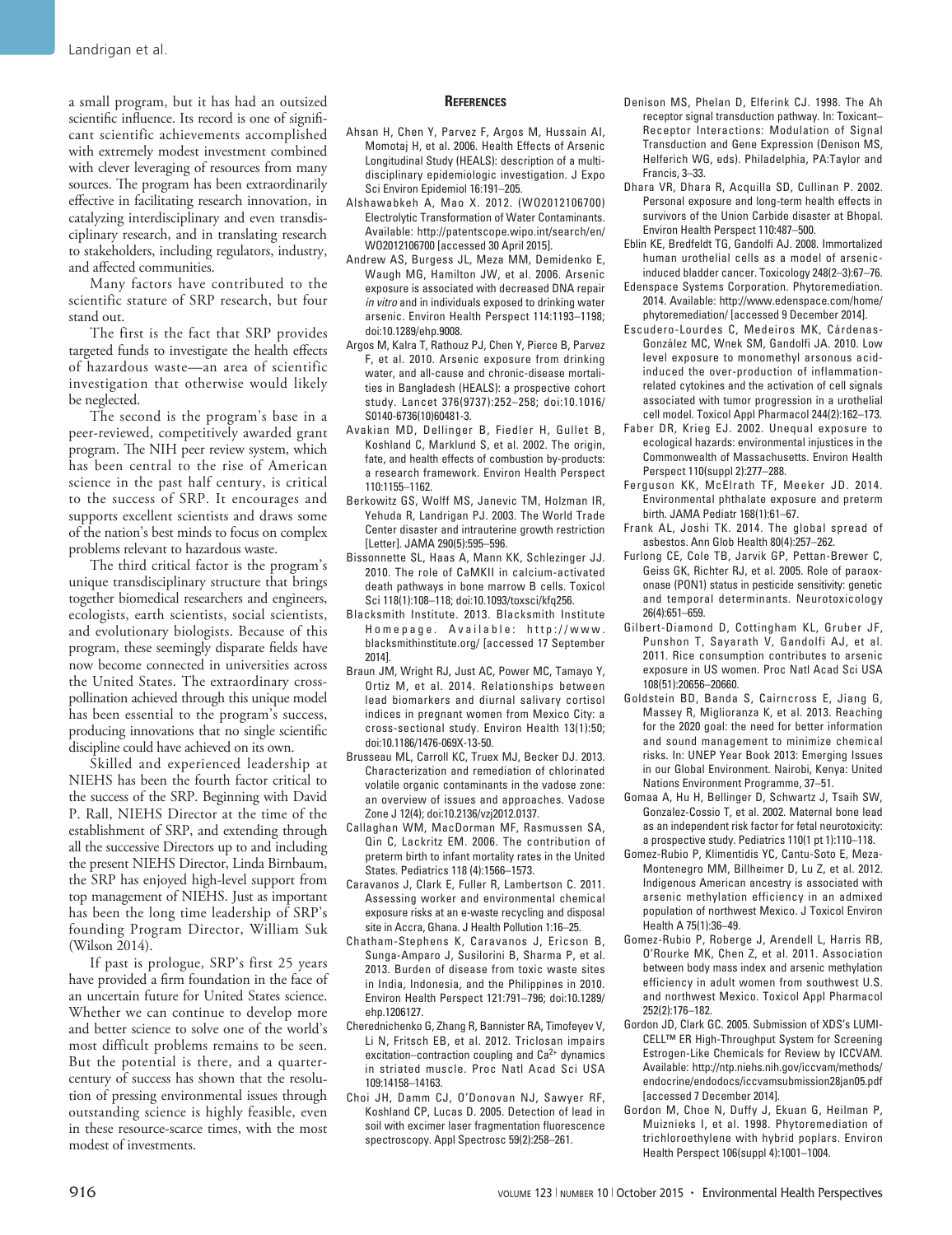a small program, but it has had an outsized scientific influence. Its record is one of significant scientific achievements accomplished with extremely modest investment combined with clever leveraging of resources from many sources. The program has been extraordinarily effective in facilitating research innovation, in catalyzing interdisciplinary and even transdisciplinary research, and in translating research to stakeholders, including regulators, industry, and affected communities.

Many factors have contributed to the scientific stature of SRP research, but four stand out.

The first is the fact that SRP provides targeted funds to investigate the health effects of hazardous waste—an area of scientific investigation that otherwise would likely be neglected.

The second is the program's base in a peer-reviewed, competitively awarded grant program. The NIH peer review system, which has been central to the rise of American science in the past half century, is critical to the success of SRP. It encourages and supports excellent scientists and draws some of the nation's best minds to focus on complex problems relevant to hazardous waste.

The third critical factor is the program's unique transdisciplinary structure that brings together biomedical researchers and engineers, ecologists, earth scientists, social scientists, and evolutionary biologists. Because of this program, these seemingly disparate fields have now become connected in universities across the United States. The extraordinary cross-pollination achieved through this unique model has been essential to the program's success, producing innovations that no single scientific discipline could have achieved on its own.

Skilled and experienced leadership at NIEHS has been the fourth factor critical to the success of the SRP. Beginning with David P. Rall, NIEHS Director at the time of the establishment of SRP, and extending through all the successive Directors up to and including the present NIEHS Director, Linda Birnbaum, the SRP has enjoyed high-level support from top management of NIEHS. Just as important has been the long time leadership of SRP's founding Program Director, William Suk (Wilson 2014).

If past is prologue, SRP's first 25 years have provided a firm foundation in the face of an uncertain future for United States science. Whether we can continue to develop more and better science to solve one of the world's most difficult problems remains to be seen. But the potential is there, and a quarter-century of success has shown that the resolution of pressing environmental issues through outstanding science is highly feasible, even in these resource-scarce times, with the most modest of investments.

## References

Ahsan H, Chen Y, Parvez F, Argos M, Hussain AI, Momotaj H, et al. 2006. Health Effects of Arsenic Longitudinal Study (HEALS): description of a multidisciplinary epidemiologic investigation. J Expo Sci Environ Epidemiol 16:191–205.

Alshawabkeh A, Mao X. 2012. (WO2012106700) Electrolytic Transformation of Water Contaminants. Available: http://patentscope.wipo.int/search/en/WO2012106700 [accessed 30 April 2015].

Andrew AS, Burgess JL, Meza MM, Demidenko E, Waugh MG, Hamilton JW, et al. 2006. Arsenic exposure is associated with decreased DNA repair *in vitro* and in individuals exposed to drinking water arsenic. Environ Health Perspect 114:1193–1198; doi:10.1289/ehp.9008.

Argos M, Kalra T, Rathouz PJ, Chen Y, Pierce B, Parvez F, et al. 2010. Arsenic exposure from drinking water, and all-cause and chronic-disease mortalities in Bangladesh (HEALS): a prospective cohort study. Lancet 376(9737):252–258; doi:10.1016/S0140-6736(10)60481-3.

Avakian MD, Dellinger B, Fiedler H, Gullet B, Koshland C, Marklund S, et al. 2002. The origin, fate, and health effects of combustion by-products: a research framework. Environ Health Perspect 110:1155–1162.

Berkowitz GS, Wolff MS, Janevic TM, Holzman IR, Yehuda R, Landrigan PJ. 2003. The World Trade Center disaster and intrauterine growth restriction [Letter]. JAMA 290(5):595–596.

Bissonnette SL, Haas A, Mann KK, Schlezinger JJ. 2010. The role of CaMKII in calcium-activated death pathways in bone marrow B cells. Toxicol Sci 118(1):108–118; doi:10.1093/toxsci/kfq256.

Blacksmith Institute. 2013. Blacksmith Institute Homepage. Available: http://www.blacksmithinstitute.org/ [accessed 17 September 2014].

Braun JM, Wright RJ, Just AC, Power MC, Tamayo Y, Ortiz M, et al. 2014. Relationships between lead biomarkers and diurnal salivary cortisol indices in pregnant women from Mexico City: a cross-sectional study. Environ Health 13(1):50; doi:10.1186/1476-069X-13-50.

Brusseau ML, Carroll KC, Truex MJ, Becker DJ. 2013. Characterization and remediation of chlorinated volatile organic contaminants in the vadose zone: an overview of issues and approaches. Vadose Zone J 12(4); doi:10.2136/vzj2012.0137.

Callaghan WM, MacDorman MF, Rasmussen SA, Qin C, Lackritz EM. 2006. The contribution of preterm birth to infant mortality rates in the United States. Pediatrics 118 (4):1566–1573.

Caravanos J, Clark E, Fuller R, Lambertson C. 2011. Assessing worker and environmental chemical exposure risks at an e-waste recycling and disposal site in Accra, Ghana. J Health Pollution 1:16–25.

Chatham-Stephens K, Caravanos J, Ericson B, Sunga-Amparo J, Susilorini B, Sharma P, et al. 2013. Burden of disease from toxic waste sites in India, Indonesia, and the Philippines in 2010. Environ Health Perspect 121:791–796; doi:10.1289/ehp.1206127.

Cherednichenko G, Zhang R, Bannister RA, Timofeyev V, Li N, Fritsch EB, et al. 2012. Triclosan impairs excitation–contraction coupling and $Ca^{2+}$ dynamics in striated muscle. Proc Natl Acad Sci USA 109:14158–14163.

Choi JH, Damm CJ, O'Donovan NJ, Sawyer RF, Koshland CP, Lucas D. 2005. Detection of lead in soil with excimer laser fragmentation fluorescence spectroscopy. Appl Spectrosc 59(2):258–261.

Denison MS, Phelan D, Elferink CJ. 1998. The Ah receptor signal transduction pathway. In: Toxicant–Receptor Interactions: Modulation of Signal Transduction and Gene Expression (Denison MS, Helferich WG, eds). Philadelphia, PA:Taylor and Francis, 3–33.

Dhara VR, Dhara R, Acquilla SD, Cullinan P. 2002. Personal exposure and long-term health effects in survivors of the Union Carbide disaster at Bhopal. Environ Health Perspect 110:487–500.

Eblin KE, Bredfeldt TG, Gandolfi AJ. 2008. Immortalized human urothelial cells as a model of arsenic-induced bladder cancer. Toxicology 248(2–3):67–76.

Edenspace Systems Corporation. Phytoremediation. 2014. Available: http://www.edenspace.com/home/phytoremediation/ [accessed 9 December 2014].

Escudero-Lourdes C, Medeiros MK, Cárdenas-González MC, Wnek SM, Gandolfi JA. 2010. Low level exposure to monomethyl arsonous acid-induced the over-production of inflammation-related cytokines and the activation of cell signals associated with tumor progression in a urothelial cell model. Toxicol Appl Pharmacol 244(2):162–173.

Faber DR, Krieg EJ. 2002. Unequal exposure to ecological hazards: environmental injustices in the Commonwealth of Massachusetts. Environ Health Perspect 110(suppl 2):277–288.

Ferguson KK, McElrath TF, Meeker JD. 2014. Environmental phthalate exposure and preterm birth. JAMA Pediatr 168(1):61–67.

Frank AL, Joshi TK. 2014. The global spread of asbestos. Ann Glob Health 80(4):257–262.

Furlong CE, Cole TB, Jarvik GP, Pettan-Brewer C, Geiss GK, Richter RJ, et al. 2005. Role of paraoxonase (PON1) status in pesticide sensitivity: genetic and temporal determinants. Neurotoxicology 26(4):651–659.

Gilbert-Diamond D, Cottingham KL, Gruber JF, Punshon T, Sayarath V, Gandolfi AJ, et al. 2011. Rice consumption contributes to arsenic exposure in US women. Proc Natl Acad Sci USA 108(51):20656–20660.

Goldstein BD, Banda S, Cairncross E, Jiang G, Massey R, Miglioranza K, et al. 2013. Reaching for the 2020 goal: the need for better information and sound management to minimize chemical risks. In: UNEP Year Book 2013: Emerging Issues in our Global Environment. Nairobi, Kenya: United Nations Environment Programme, 37–51.

Gomaa A, Hu H, Bellinger D, Schwartz J, Tsaih SW, Gonzalez-Cossio T, et al. 2002. Maternal bone lead as an independent risk factor for fetal neurotoxicity: a prospective study. Pediatrics 110(1 pt 1):110–118.

Gomez-Rubio P, Klimentidis YC, Cantu-Soto E, Meza-Montenegro MM, Billheimer D, Lu Z, et al. 2012. Indigenous American ancestry is associated with arsenic methylation efficiency in an admixed population of northwest Mexico. J Toxicol Environ Health A 75(1):36–49.

Gomez-Rubio P, Roberge J, Arendell L, Harris RB, O'Rourke MK, Chen Z, et al. 2011. Association between body mass index and arsenic methylation efficiency in adult women from southwest U.S. and northwest Mexico. Toxicol Appl Pharmacol 252(2):176–182.

Gordon JD, Clark GC. 2005. Submission of XDS's LUMI-CELL™ ER High-Throughput System for Screening Estrogen-Like Chemicals for Review by ICCVAM. Available: http://ntp.niehs.nih.gov/iccvam/methods/endocrine/endodocs/iccvamsubmission28jan05.pdf [accessed 7 December 2014].

Gordon M, Choe N, Duffy J, Ekuan G, Heilman P, Muiznieks I, et al. 1998. Phytoremediation of trichloroethylene with hybrid poplars. Environ Health Perspect 106(suppl 4):1001–1004.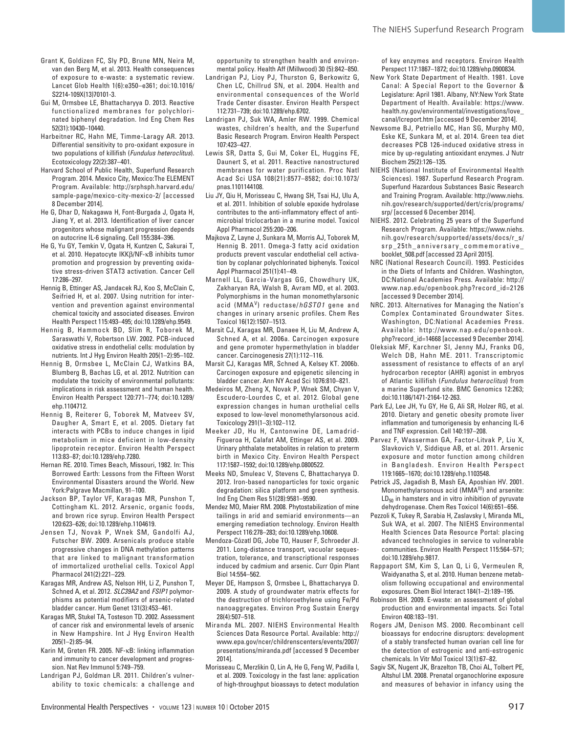Grant K, Goldizen FC, Sly PD, Brune MN, Neira M, van den Berg M, et al. 2013. Health consequences of exposure to e-waste: a systematic review. Lancet Glob Health 1(6):e350–e361; doi:10.1016/S2214-109X(13)70101-3.

Gui M, Ormsbee LE, Bhattacharyya D. 2013. Reactive functionalized membranes for polychlorinated biphenyl degradation. Ind Eng Chem Res 52(31):10430–10440.

Harbeitner RC, Hahn ME, Timme-Laragy AR. 2013. Differential sensitivity to pro-oxidant exposure in two populations of killifish (*Fundulus heteroclitus*). Ecotoxicology 22(2):387–401.

Harvard School of Public Health, Superfund Research Program. 2014. Mexico City, Mexico:The ELEMENT Program. Available: http://srphsph.harvard.edu/sample-page/mexico-city-mexico-2/ [accessed 8 December 2014].

He G, Dhar D, Nakagawa H, Font-Burgada J, Ogata H, Jiang Y, et al. 2013. Identification of liver cancer progenitors whose malignant progression depends on autocrine IL-6 signaling. Cell 155:384–396.

He G, Yu GY, Temkin V, Ogata H, Kuntzen C, Sakurai T, et al. 2010. Hepatocyte IKKβ/NF-κB inhibits tumor promotion and progression by preventing oxidative stress-driven STAT3 activation. Cancer Cell 17:286–297.

Hennig B, Ettinger AS, Jandacek RJ, Koo S, McClain C, Seifried H, et al. 2007. Using nutrition for intervention and prevention against environmental chemical toxicity and associated diseases. Environ Health Perspect 115:493–495; doi:10.1289/ehp.9549.

Hennig B, Hammock BD, Slim R, Toborek M, Saraswathi V, Robertson LW. 2002. PCB-induced oxidative stress in endothelial cells: modulation by nutrients. Int J Hyg Environ Health 205(1–2):95–102.

Hennig B, Ormsbee L, McClain CJ, Watkins BA, Blumberg B, Bachas LG, et al. 2012. Nutrition can modulate the toxicity of environmental pollutants: implications in risk assessment and human health. Environ Health Perspect 120:771–774; doi:10.1289/ehp.1104712.

Hennig B, Reiterer G, Toborek M, Matveev SV, Daugher A, Smart E, et al. 2005. Dietary fat interacts with PCBs to induce changes in lipid metabolism in mice deficient in low-density lipoprotein receptor. Environ Health Perspect 113:83–87; doi:10.1289/ehp.7280.

Hernan RE. 2010. Times Beach, Missouri, 1982. In: This Borrowed Earth: Lessons from the Fifteen Worst Environmental Disasters around the World. New York:Palgrave Macmillan, 91–100.

Jackson BP, Taylor VF, Karagas MR, Punshon T, Cottingham KL. 2012. Arsenic, organic foods, and brown rice syrup. Environ Health Perspect 120:623–626; doi:10.1289/ehp.1104619.

Jensen TJ, Novak P, Wnek SM, Gandolfi AJ, Futscher BW. 2009. Arsenicals produce stable progressive changes in DNA methylation patterns that are linked to malignant transformation of immortalized urothelial cells. Toxicol Appl Pharmacol 241(2):221–229.

Karagas MR, Andrew AS, Nelson HH, Li Z, Punshon T, Schned A, et al. 2012. *SLC39A2* and *FSIP1* polymorphisms as potential modifiers of arsenic-related bladder cancer. Hum Genet 131(3):453–461.

Karagas MR, Stukel TA, Tosteson TD. 2002. Assessment of cancer risk and environmental levels of arsenic in New Hampshire. Int J Hyg Environ Health 205(1–2):85–94.

Karin M, Greten FR. 2005. NF-κB: linking inflammation and immunity to cancer development and progression. Nat Rev Immunol 5:749–759.

Landrigan PJ, Goldman LR. 2011. Children's vulnerability to toxic chemicals: a challenge and opportunity to strengthen health and environmental policy. Health Aff (Millwood) 30 (5):842–850.

Landrigan PJ, Lioy PJ, Thurston G, Berkowitz G, Chen LC, Chillrud SN, et al. 2004. Health and environmental consequences of the World Trade Center disaster. Environ Health Perspect 112:731–739; doi:10.1289/ehp.6702.

Landrigan PJ, Suk WA, Amler RW. 1999. Chemical wastes, children's health, and the Superfund Basic Research Program. Environ Health Perspect 107:423–427.

Lewis SR, Datta S, Gui M, Coker EL, Huggins FE, Daunert S, et al. 2011. Reactive nanostructured membranes for water purification. Proc Natl Acad Sci USA 108(21):8577–8582; doi:10.1073/pnas.1101144108.

Liu JY, Qiu H, Morisseau C, Hwang SH, Tsai HJ, Ulu A, et al. 2011. Inhibition of soluble epoxide hydrolase contributes to the anti-inflammatory effect of antimicrobial triclocarban in a murine model. Toxicol Appl Pharmacol 255:200–206.

Majkova Z, Layne J, Sunkara M, Morris AJ, Toborek M, Hennig B. 2011. Omega-3 fatty acid oxidation products prevent vascular endothelial cell activation by coplanar polychlorinated biphenyls. Toxicol Appl Pharmacol 251(1):41–49.

Marnell LL, Garcia-Vargas GG, Chowdhury UK, Zakharyan RA, Walsh B, Avram MD, et al. 2003. Polymorphisms in the human monomethylarsonic acid (MMA$^{V}$) reductase/*hGSTO1* gene and changes in urinary arsenic profiles. Chem Res Toxicol 16(12):1507–1513.

Marsit CJ, Karagas MR, Danaee H, Liu M, Andrew A, Schned A, et al. 2006a. Carcinogen exposure and gene promoter hypermethylation in bladder cancer. Carcinogenesis 27(1):112–116.

Marsit CJ, Karagas MR, Schned A, Kelsey KT. 2006b. Carcinogen exposure and epigenetic silencing in bladder cancer. Ann NY Acad Sci 1076:810–821.

Medeiros M, Zheng X, Novak P, Wnek SM, Chyan V, Escudero-Lourdes C, et al. 2012. Global gene expression changes in human urothelial cells exposed to low-level monomethylarsonous acid. Toxicology 291(1–3):102–112.

Meeker JD, Hu H, Cantonwine DE, Lamadrid-Figueroa H, Calafat AM, Ettinger AS, et al. 2009. Urinary phthalate metabolites in relation to preterm birth in Mexico City. Environ Health Perspect 117:1587–1592; doi:10.1289/ehp.0800522.

Meeks ND, Smuleac V, Stevens C, Bhattacharyya D. 2012. Iron-based nanoparticles for toxic organic degradation: silica platform and green synthesis. Ind Eng Chem Res 51(28):9581–9590.

Mendez MO, Maier RM. 2008. Phytostabilization of mine tailings in arid and semiarid environments—an emerging remediation technology. Environ Health Perspect 116:278–283; doi:10.1289/ehp.10608.

Mendoza-Cózatl DG, Jobe TO, Hauser F, Schroeder JI. 2011. Long-distance transport, vacuolar sequestration, tolerance, and transcriptional responses induced by cadmium and arsenic. Curr Opin Plant Biol 14:554–562.

Meyer DE, Hampson S, Ormsbee L, Bhattacharyya D. 2009. A study of groundwater matrix effects for the destruction of trichloroethylene using Fe/Pd nanoaggregates. Environ Prog Sustain Energy 28(4):507–518.

Miranda ML. 2007. NIEHS Environmental Health Sciences Data Resource Portal. Available: http://www.epa.gov/ncer/childrenscenters/events/2007/presentations/miranda.pdf [accessed 9 December 2014].

Morisseau C, Merzlikin O, Lin A, He G, Feng W, Padilla I, et al. 2009. Toxicology in the fast lane: application of high-throughput bioassays to detect modulation of key enzymes and receptors. Environ Health Perspect 117:1867–1872; doi:10.1289/ehp.0900834.

New York State Department of Health. 1981. Love Canal: A Special Report to the Governor & Legislature: April 1981. Albany, NY:New York State Department of Health. Available: https://www.health.ny.gov/environmental/investigations/love_canal/lcreport.htm [accessed 9 December 2014].

Newsome BJ, Petriello MC, Han SG, Murphy MO, Eske KE, Sunkara M, et al. 2014. Green tea diet decreases PCB 126-induced oxidative stress in mice by up-regulating antioxidant enzymes. J Nutr Biochem 25(2):126–135.

NIEHS (National Institute of Environmental Health Sciences). 1987. Superfund Research Program. Superfund Hazardous Substances Basic Research and Training Program. Available: http://www.niehs.nih.gov/research/supported/dert/cris/programs/srp/ [accessed 6 December 2014].

NIEHS. 2012. Celebrating 25 years of the Superfund Research Program. Available: https://www.niehs.nih.gov/research/supported/assets/docs/r_s/srp_25th_anniversary_commemorative_booklet_508.pdf [accessed 23 April 2015].

NRC (National Research Council). 1993. Pesticides in the Diets of Infants and Children. Washington, DC:National Academies Press. Available: http://www.nap.edu/openbook.php?record_id=2126 [accessed 9 December 2014].

NRC. 2013. Alternatives for Managing the Nation's Complex Contaminated Groundwater Sites. Washington, DC:National Academies Press. Available: http://www.nap.edu/openbook.php?record_id=14668 [accessed 9 December 2014].

Oleksiak MF, Karchner SI, Jenny MJ, Franks DG, Welch DB, Hahn ME. 2011. Transcriptomic assessment of resistance to effects of an aryl hydrocarbon receptor (AHR) agonist in embryos of Atlantic killifish (*Fundulus heteroclitus*) from a marine Superfund site. BMC Genomics 12:263; doi:10.1186/1471-2164-12-263.

Park EJ, Lee JH, Yu GY, He G, Ali SR, Holzer RG, et al. 2010. Dietary and genetic obesity promote liver inflammation and tumorigenesis by enhancing IL-6 and TNF expression. Cell 140:197–208.

Parvez F, Wasserman GA, Factor-Litvak P, Liu X, Slavkovich V, Siddique AB, et al. 2011. Arsenic exposure and motor function among children in Bangladesh. Environ Health Perspect 119:1665–1670; doi:10.1289/ehp.1103548.

Petrick JS, Jagadish B, Mash EA, Aposhian HV. 2001. Monomethylarsonous acid (MMA$^{III}$) and arsenite: $LD_{50}$ in hamsters and in vitro inhibition of pyruvate dehydrogenase. Chem Res Toxicol 14(6):651–656.

Pezzoli K, Tukey R, Sarabia H, Zaslavsky I, Miranda ML, Suk WA, et al. 2007. The NIEHS Environmental Health Sciences Data Resource Portal: placing advanced technologies in service to vulnerable communities. Environ Health Perspect 115:564–571; doi:10.1289/ehp.9817.

Rappaport SM, Kim S, Lan Q, Li G, Vermeulen R, Waidyanatha S, et al. 2010. Human benzene metabolism following occupational and environmental exposures. Chem Biol Interact 184(1–2):189–195.

Robinson BH. 2009. E-waste: an assessment of global production and environmental impacts. Sci Total Environ 408:183–191.

Rogers JM, Denison MS. 2000. Recombinant cell bioassays for endocrine disruptors: development of a stably transfected human ovarian cell line for the detection of estrogenic and anti-estrogenic chemicals. In Vitr Mol Toxicol 13(1):67–82.

Sagiv SK, Nugent JK, Brazelton TB, Choi AL, Tolbert PE, Altshul LM. 2008. Prenatal organochlorine exposure and measures of behavior in infancy using the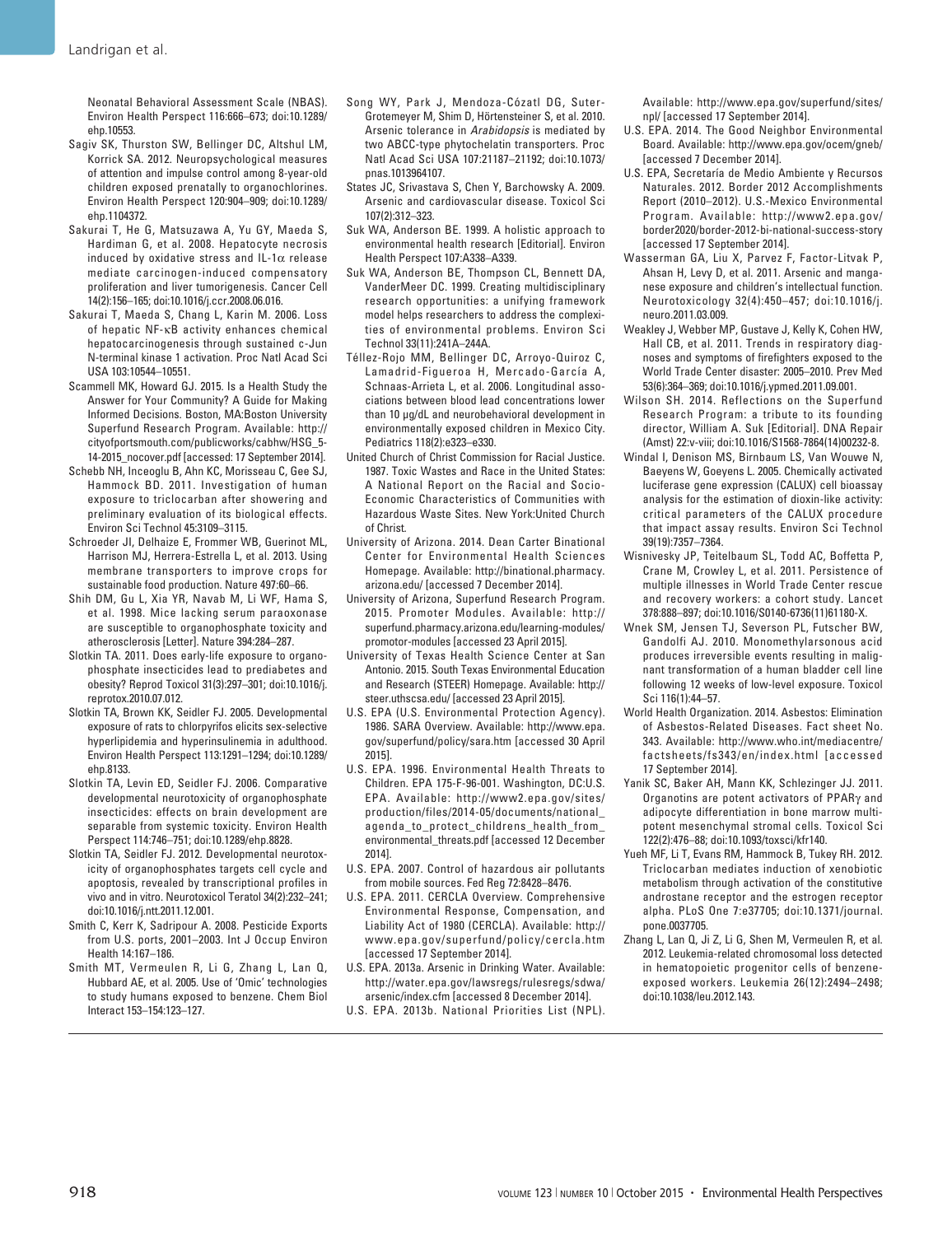Neonatal Behavioral Assessment Scale (NBAS). Environ Health Perspect 116:666–673; doi:10.1289/ehp.10553.

Sagiv SK, Thurston SW, Bellinger DC, Altshul LM, Korrick SA. 2012. Neuropsychological measures of attention and impulse control among 8-year-old children exposed prenatally to organochlorines. Environ Health Perspect 120:904–909; doi:10.1289/ehp.1104372.

Sakurai T, He G, Matsuzawa A, Yu GY, Maeda S, Hardiman G, et al. 2008. Hepatocyte necrosis induced by oxidative stress and IL-1α release mediate carcinogen-induced compensatory proliferation and liver tumorigenesis. Cancer Cell 14(2):156–165; doi:10.1016/j.ccr.2008.06.016.

Sakurai T, Maeda S, Chang L, Karin M. 2006. Loss of hepatic NF-κB activity enhances chemical hepatocarcinogenesis through sustained c-Jun N-terminal kinase 1 activation. Proc Natl Acad Sci USA 103:10544–10551.

Scammell MK, Howard GJ. 2015. Is a Health Study the Answer for Your Community? A Guide for Making Informed Decisions. Boston, MA:Boston University Superfund Research Program. Available: http://cityofportsmouth.com/publicworks/cabhw/HSG_5-14-2015_nocover.pdf [accessed: 17 September 2014].

Schebb NH, Inceoglu B, Ahn KC, Morisseau C, Gee SJ, Hammock BD. 2011. Investigation of human exposure to triclocarban after showering and preliminary evaluation of its biological effects. Environ Sci Technol 45:3109–3115.

Schroeder JI, Delhaize E, Frommer WB, Guerinot ML, Harrison MJ, Herrera-Estrella L, et al. 2013. Using membrane transporters to improve crops for sustainable food production. Nature 497:60–66.

Shih DM, Gu L, Xia YR, Navab M, Li WF, Hama S, et al. 1998. Mice lacking serum paraoxonase are susceptible to organophosphate toxicity and atherosclerosis [Letter]. Nature 394:284–287.

Slotkin TA. 2011. Does early-life exposure to organophosphate insecticides lead to prediabetes and obesity? Reprod Toxicol 31(3):297–301; doi:10.1016/j.reprotox.2010.07.012.

Slotkin TA, Brown KK, Seidler FJ. 2005. Developmental exposure of rats to chlorpyrifos elicits sex-selective hyperlipidemia and hyperinsulinemia in adulthood. Environ Health Perspect 113:1291–1294; doi:10.1289/ehp.8133.

Slotkin TA, Levin ED, Seidler FJ. 2006. Comparative developmental neurotoxicity of organophosphate insecticides: effects on brain development are separable from systemic toxicity. Environ Health Perspect 114:746–751; doi:10.1289/ehp.8828.

Slotkin TA, Seidler FJ. 2012. Developmental neurotoxicity of organophosphates targets cell cycle and apoptosis, revealed by transcriptional profiles in vivo and in vitro. Neurotoxicol Teratol 34(2):232–241; doi:10.1016/j.ntt.2011.12.001.

Smith C, Kerr K, Sadripour A. 2008. Pesticide Exports from U.S. ports, 2001–2003. Int J Occup Environ Health 14:167–186.

Smith MT, Vermeulen R, Li G, Zhang L, Lan Q, Hubbard AE, et al. 2005. Use of 'Omic' technologies to study humans exposed to benzene. Chem Biol Interact 153–154:123–127.

Song WY, Park J, Mendoza-Cózatl DG, Suter-Grotemeyer M, Shim D, Hörtensteiner S, et al. 2010. Arsenic tolerance in *Arabidopsis* is mediated by two ABCC-type phytochelatin transporters. Proc Natl Acad Sci USA 107:21187–21192; doi:10.1073/pnas.1013964107.

States JC, Srivastava S, Chen Y, Barchowsky A. 2009. Arsenic and cardiovascular disease. Toxicol Sci 107(2):312–323.

Suk WA, Anderson BE. 1999. A holistic approach to environmental health research [Editorial]. Environ Health Perspect 107:A338–A339.

Suk WA, Anderson BE, Thompson CL, Bennett DA, VanderMeer DC. 1999. Creating multidisciplinary research opportunities: a unifying framework model helps researchers to address the complexities of environmental problems. Environ Sci Technol 33(11):241A–244A.

Téllez-Rojo MM, Bellinger DC, Arroyo-Quiroz C, Lamadrid-Figueroa H, Mercado-García A, Schnaas-Arrieta L, et al. 2006. Longitudinal associations between blood lead concentrations lower than 10 µg/dL and neurobehavioral development in environmentally exposed children in Mexico City. Pediatrics 118(2):e323–e330.

United Church of Christ Commission for Racial Justice. 1987. Toxic Wastes and Race in the United States: A National Report on the Racial and Socio-Economic Characteristics of Communities with Hazardous Waste Sites. New York:United Church of Christ.

University of Arizona. 2014. Dean Carter Binational Center for Environmental Health Sciences Homepage. Available: http://binational.pharmacy.arizona.edu/ [accessed 7 December 2014].

University of Arizona, Superfund Research Program. 2015. Promoter Modules. Available: http://superfund.pharmacy.arizona.edu/learning-modules/promotor-modules [accessed 23 April 2015].

University of Texas Health Science Center at San Antonio. 2015. South Texas Environmental Education and Research (STEER) Homepage. Available: http://steer.uthscsa.edu/ [accessed 23 April 2015].

U.S. EPA (U.S. Environmental Protection Agency). 1986. SARA Overview. Available: http://www.epa.gov/superfund/policy/sara.htm [accessed 30 April 2015].

U.S. EPA. 1996. Environmental Health Threats to Children. EPA 175-F-96-001. Washington, DC:U.S. EPA. Available: http://www2.epa.gov/sites/production/files/2014-05/documents/national_agenda_to_protect_childrens_health_from_environmental_threats.pdf [accessed 12 December 2014].

U.S. EPA. 2007. Control of hazardous air pollutants from mobile sources. Fed Reg 72:8428–8476.

U.S. EPA. 2011. CERCLA Overview. Comprehensive Environmental Response, Compensation, and Liability Act of 1980 (CERCLA). Available: http://www.epa.gov/superfund/policy/cercla.htm [accessed 17 September 2014].

U.S. EPA. 2013a. Arsenic in Drinking Water. Available: http://water.epa.gov/lawsregs/rulesregs/sdwa/arsenic/index.cfm [accessed 8 December 2014].

U.S. EPA. 2013b. National Priorities List (NPL). Available: http://www.epa.gov/superfund/sites/npl/ [accessed 17 September 2014].

U.S. EPA. 2014. The Good Neighbor Environmental Board. Available: http://www.epa.gov/ocem/gneb/ [accessed 7 December 2014].

U.S. EPA, Secretaría de Medio Ambiente y Recursos Naturales. 2012. Border 2012 Accomplishments Report (2010–2012). U.S.-Mexico Environmental Program. Available: http://www2.epa.gov/border2020/border-2012-bi-national-success-story [accessed 17 September 2014].

Wasserman GA, Liu X, Parvez F, Factor-Litvak P, Ahsan H, Levy D, et al. 2011. Arsenic and manganese exposure and children's intellectual function. Neurotoxicology 32(4):450–457; doi:10.1016/j.neuro.2011.03.009.

Weakley J, Webber MP, Gustave J, Kelly K, Cohen HW, Hall CB, et al. 2011. Trends in respiratory diagnoses and symptoms of firefighters exposed to the World Trade Center disaster: 2005–2010. Prev Med 53(6):364–369; doi:10.1016/j.ypmed.2011.09.001.

Wilson SH. 2014. Reflections on the Superfund Research Program: a tribute to its founding director, William A. Suk [Editorial]. DNA Repair (Amst) 22:v-viii; doi:10.1016/S1568-7864(14)00232-8.

Windal I, Denison MS, Birnbaum LS, Van Wouwe N, Baeyens W, Goeyens L. 2005. Chemically activated luciferase gene expression (CALUX) cell bioassay analysis for the estimation of dioxin-like activity: critical parameters of the CALUX procedure that impact assay results. Environ Sci Technol 39(19):7357–7364.

Wisnivesky JP, Teitelbaum SL, Todd AC, Boffetta P, Crane M, Crowley L, et al. 2011. Persistence of multiple illnesses in World Trade Center rescue and recovery workers: a cohort study. Lancet 378:888–897; doi:10.1016/S0140-6736(11)61180-X.

Wnek SM, Jensen TJ, Severson PL, Futscher BW, Gandolfi AJ. 2010. Monomethylarsonous acid produces irreversible events resulting in malignant transformation of a human bladder cell line following 12 weeks of low-level exposure. Toxicol Sci 116(1):44–57.

World Health Organization. 2014. Asbestos: Elimination of Asbestos-Related Diseases. Fact sheet No. 343. Available: http://www.who.int/mediacentre/factsheets/fs343/en/index.html [accessed 17 September 2014].

Yanik SC, Baker AH, Mann KK, Schlezinger JJ. 2011. Organotins are potent activators of PPARγ and adipocyte differentiation in bone marrow multipotent mesenchymal stromal cells. Toxicol Sci 122(2):476–88; doi:10.1093/toxsci/kfr140.

Yueh MF, Li T, Evans RM, Hammock B, Tukey RH. 2012. Triclocarban mediates induction of xenobiotic metabolism through activation of the constitutive androstane receptor and the estrogen receptor alpha. PLoS One 7:e37705; doi:10.1371/journal.pone.0037705.

Zhang L, Lan Q, Ji Z, Li G, Shen M, Vermeulen R, et al. 2012. Leukemia-related chromosomal loss detected in hematopoietic progenitor cells of benzene-exposed workers. Leukemia 26(12):2494–2498; doi:10.1038/leu.2012.143.